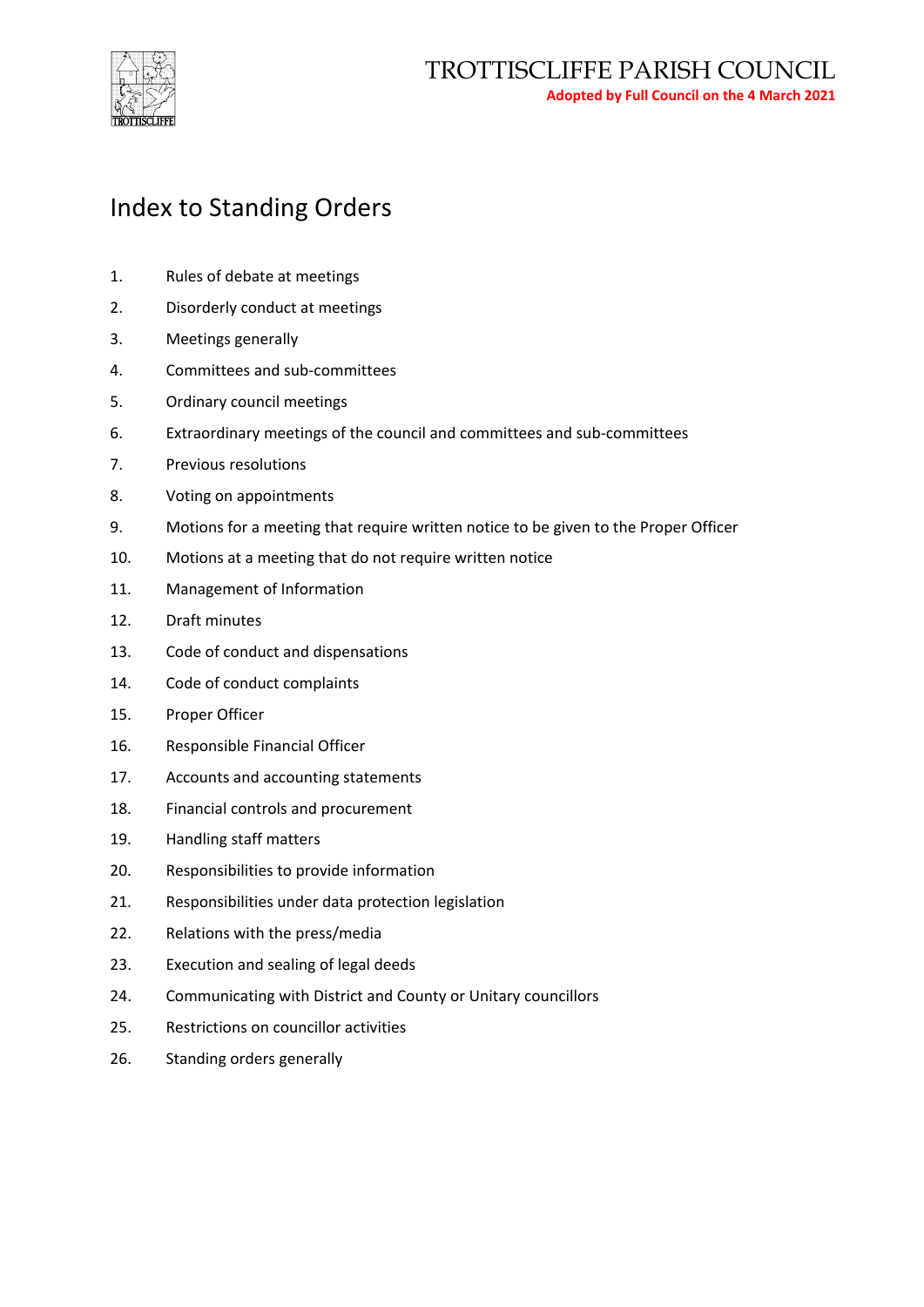TROTTISCLIFFE PARISH COUNCIL

**Adopted by Full Council on the 4 March 2021**

# Index to Standing Orders

1. Rules of debate at meetings
2. Disorderly conduct at meetings
3. Meetings generally
4. Committees and sub-committees
5. Ordinary council meetings
6. Extraordinary meetings of the council and committees and sub-committees
7. Previous resolutions
8. Voting on appointments
9. Motions for a meeting that require written notice to be given to the Proper Officer
10. Motions at a meeting that do not require written notice
11. Management of Information
12. Draft minutes
13. Code of conduct and dispensations
14. Code of conduct complaints
15. Proper Officer
16. Responsible Financial Officer
17. Accounts and accounting statements
18. Financial controls and procurement
19. Handling staff matters
20. Responsibilities to provide information
21. Responsibilities under data protection legislation
22. Relations with the press/media
23. Execution and sealing of legal deeds
24. Communicating with District and County or Unitary councillors
25. Restrictions on councillor activities
26. Standing orders generally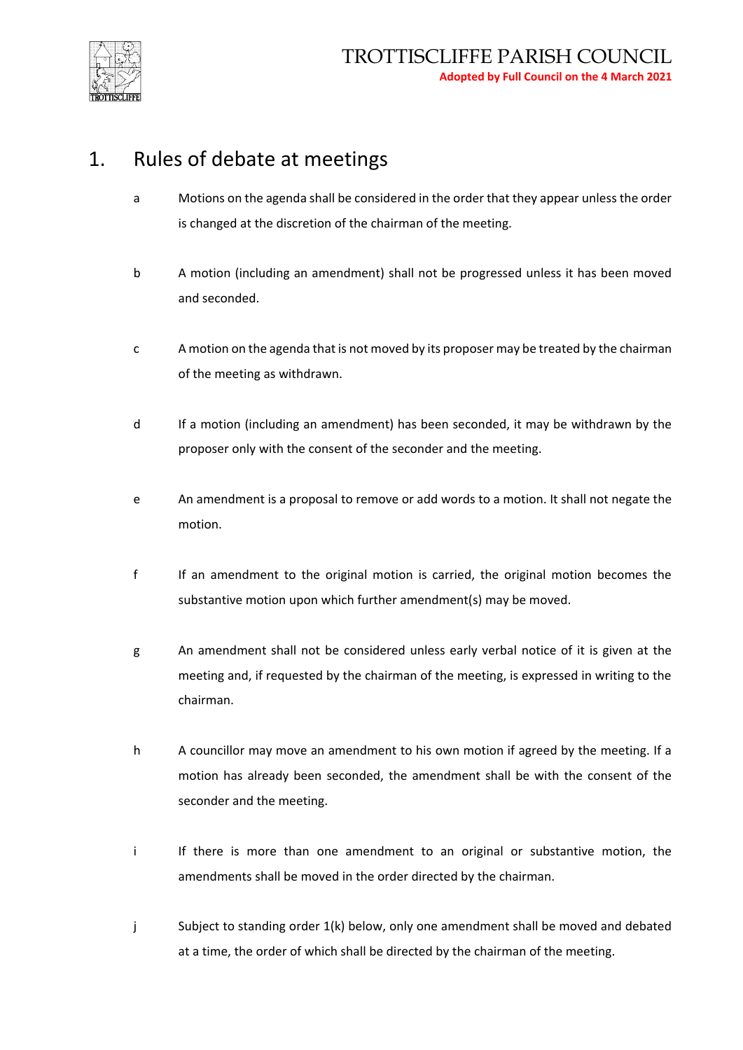# 1. Rules of debate at meetings

a. Motions on the agenda shall be considered in the order that they appear unless the order is changed at the discretion of the chairman of the meeting.

b. A motion (including an amendment) shall not be progressed unless it has been moved and seconded.

c. A motion on the agenda that is not moved by its proposer may be treated by the chairman of the meeting as withdrawn.

d. If a motion (including an amendment) has been seconded, it may be withdrawn by the proposer only with the consent of the seconder and the meeting.

e. An amendment is a proposal to remove or add words to a motion. It shall not negate the motion.

f. If an amendment to the original motion is carried, the original motion becomes the substantive motion upon which further amendment(s) may be moved.

g. An amendment shall not be considered unless early verbal notice of it is given at the meeting and, if requested by the chairman of the meeting, is expressed in writing to the chairman.

h. A councillor may move an amendment to his own motion if agreed by the meeting. If a motion has already been seconded, the amendment shall be with the consent of the seconder and the meeting.

i. If there is more than one amendment to an original or substantive motion, the amendments shall be moved in the order directed by the chairman.

j. Subject to standing order 1(k) below, only one amendment shall be moved and debated at a time, the order of which shall be directed by the chairman of the meeting.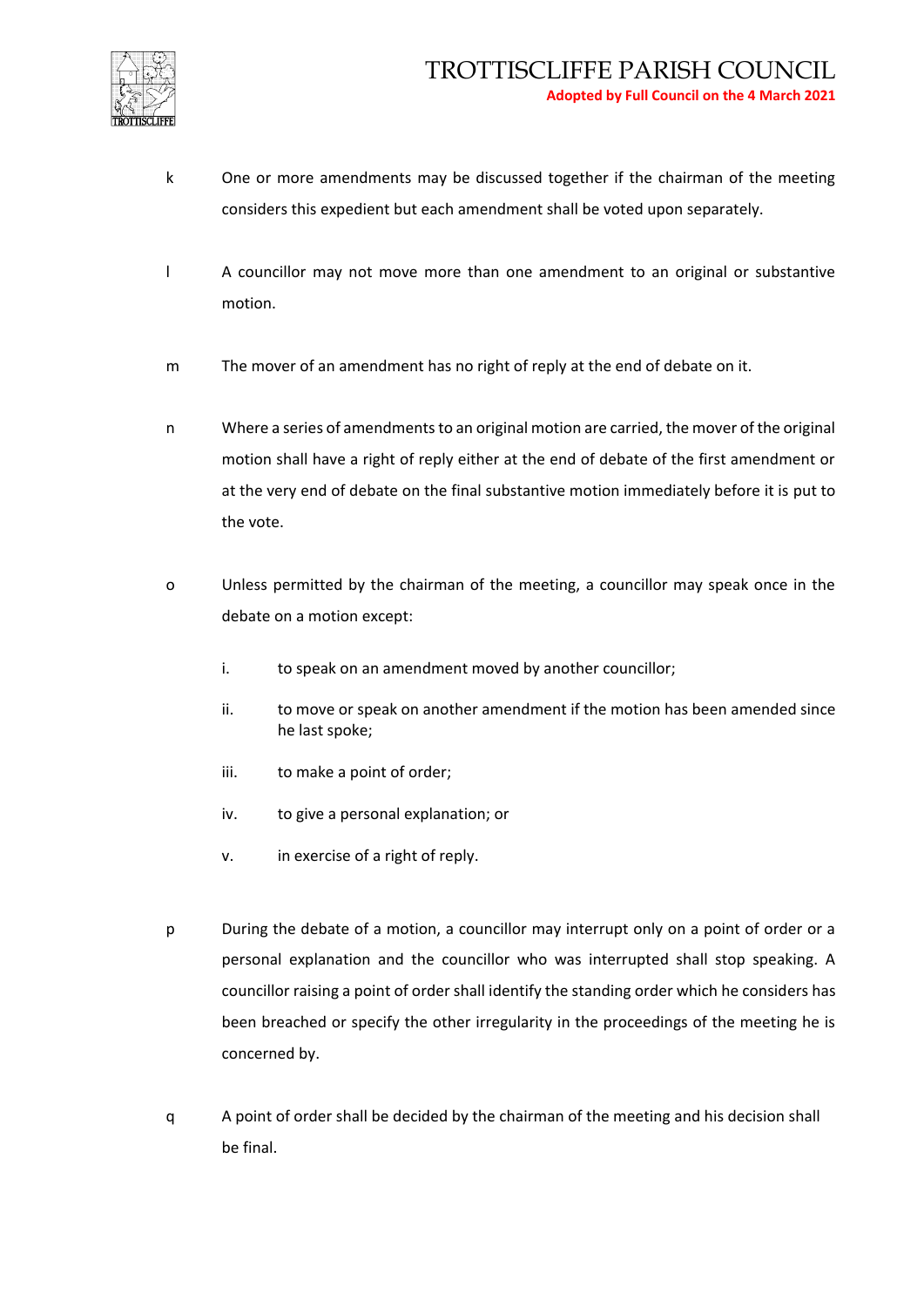k One or more amendments may be discussed together if the chairman of the meeting considers this expedient but each amendment shall be voted upon separately.

l A councillor may not move more than one amendment to an original or substantive motion.

m The mover of an amendment has no right of reply at the end of debate on it.

n Where a series of amendments to an original motion are carried, the mover of the original motion shall have a right of reply either at the end of debate of the first amendment or at the very end of debate on the final substantive motion immediately before it is put to the vote.

o Unless permitted by the chairman of the meeting, a councillor may speak once in the debate on a motion except:

- i. to speak on an amendment moved by another councillor;
- ii. to move or speak on another amendment if the motion has been amended since he last spoke;
- iii. to make a point of order;
- iv. to give a personal explanation; or
- v. in exercise of a right of reply.

p During the debate of a motion, a councillor may interrupt only on a point of order or a personal explanation and the councillor who was interrupted shall stop speaking. A councillor raising a point of order shall identify the standing order which he considers has been breached or specify the other irregularity in the proceedings of the meeting he is concerned by.

q A point of order shall be decided by the chairman of the meeting and his decision shall be final.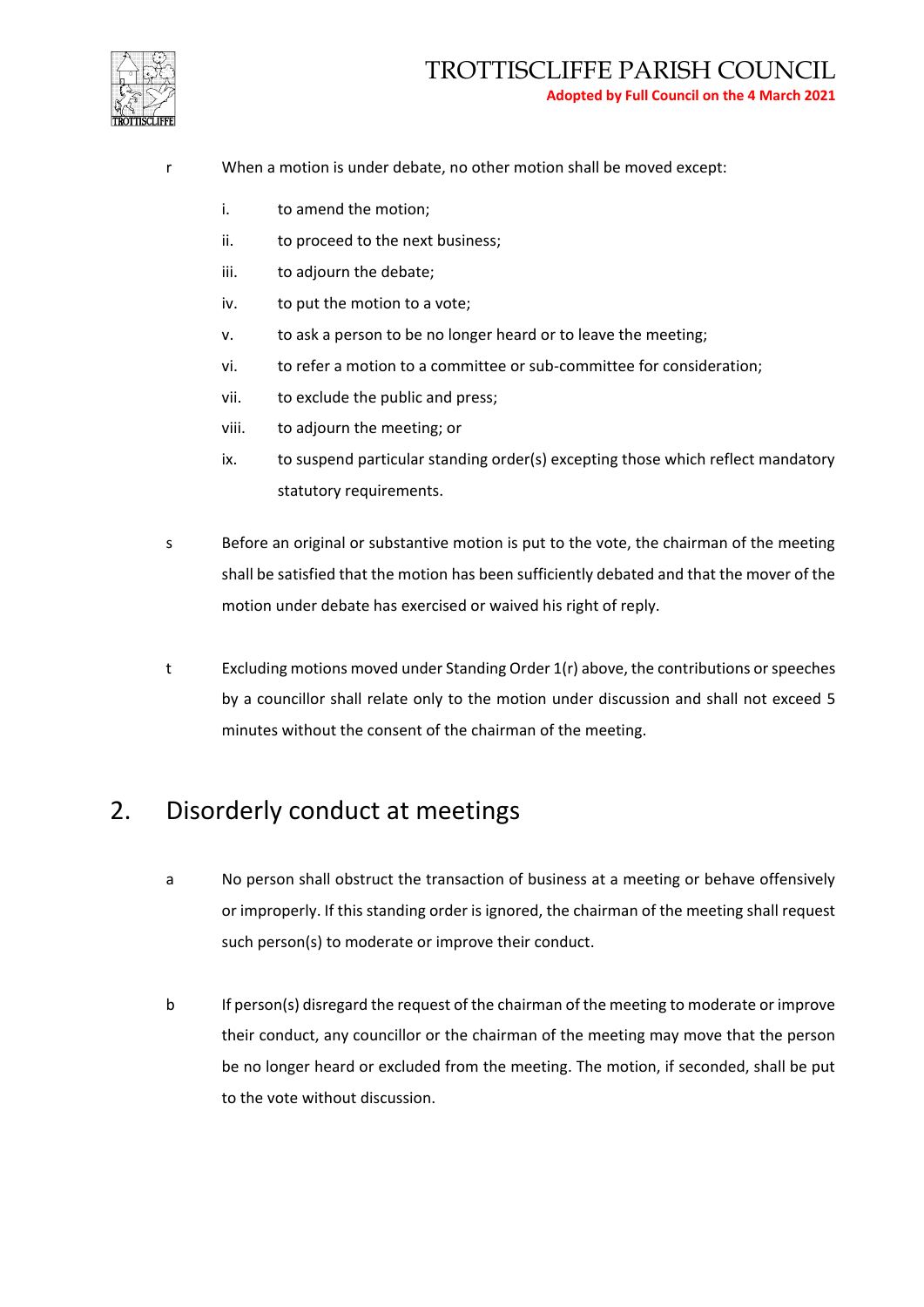r When a motion is under debate, no other motion shall be moved except:

i. to amend the motion;

ii. to proceed to the next business;

iii. to adjourn the debate;

iv. to put the motion to a vote;

v. to ask a person to be no longer heard or to leave the meeting;

vi. to refer a motion to a committee or sub-committee for consideration;

vii. to exclude the public and press;

viii. to adjourn the meeting; or

ix. to suspend particular standing order(s) excepting those which reflect mandatory statutory requirements.

s Before an original or substantive motion is put to the vote, the chairman of the meeting shall be satisfied that the motion has been sufficiently debated and that the mover of the motion under debate has exercised or waived his right of reply.

t Excluding motions moved under Standing Order 1(r) above, the contributions or speeches by a councillor shall relate only to the motion under discussion and shall not exceed 5 minutes without the consent of the chairman of the meeting.

## 2. Disorderly conduct at meetings

a No person shall obstruct the transaction of business at a meeting or behave offensively or improperly. If this standing order is ignored, the chairman of the meeting shall request such person(s) to moderate or improve their conduct.

b If person(s) disregard the request of the chairman of the meeting to moderate or improve their conduct, any councillor or the chairman of the meeting may move that the person be no longer heard or excluded from the meeting. The motion, if seconded, shall be put to the vote without discussion.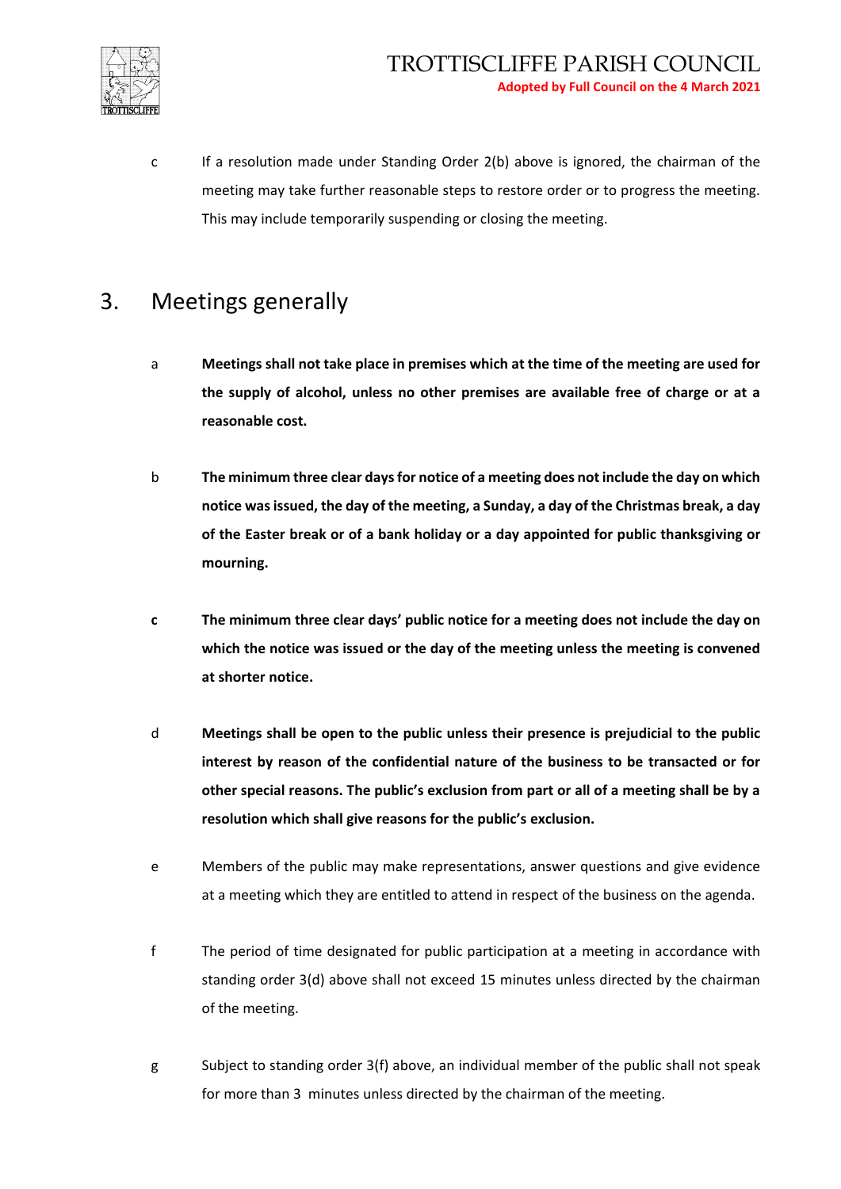c If a resolution made under Standing Order 2(b) above is ignored, the chairman of the meeting may take further reasonable steps to restore order or to progress the meeting. This may include temporarily suspending or closing the meeting.

## 3. Meetings generally

a **Meetings shall not take place in premises which at the time of the meeting are used for the supply of alcohol, unless no other premises are available free of charge or at a reasonable cost.**

b **The minimum three clear days for notice of a meeting does not include the day on which notice was issued, the day of the meeting, a Sunday, a day of the Christmas break, a day of the Easter break or of a bank holiday or a day appointed for public thanksgiving or mourning.**

**c** **The minimum three clear days' public notice for a meeting does not include the day on which the notice was issued or the day of the meeting unless the meeting is convened at shorter notice.**

d **Meetings shall be open to the public unless their presence is prejudicial to the public interest by reason of the confidential nature of the business to be transacted or for other special reasons. The public's exclusion from part or all of a meeting shall be by a resolution which shall give reasons for the public's exclusion.**

e Members of the public may make representations, answer questions and give evidence at a meeting which they are entitled to attend in respect of the business on the agenda.

f The period of time designated for public participation at a meeting in accordance with standing order 3(d) above shall not exceed 15 minutes unless directed by the chairman of the meeting.

g Subject to standing order 3(f) above, an individual member of the public shall not speak for more than 3 minutes unless directed by the chairman of the meeting.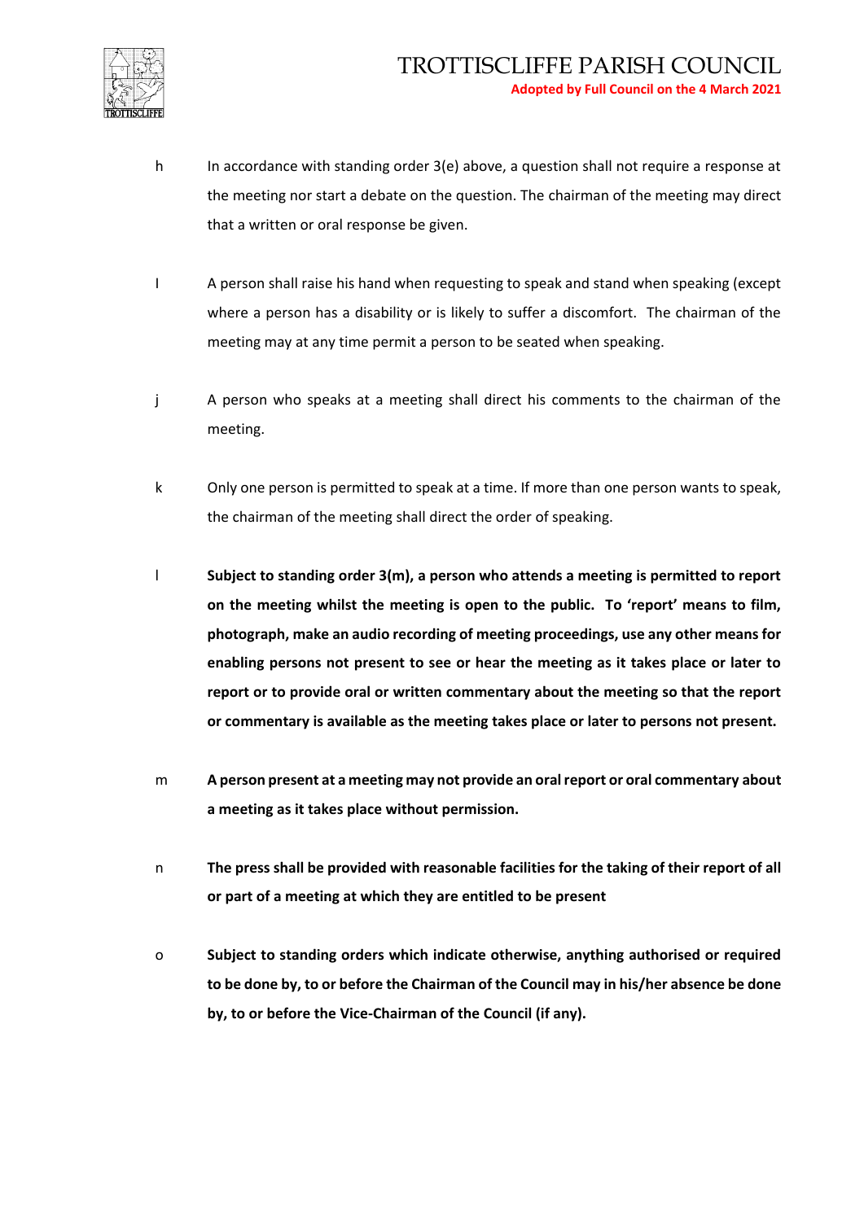h In accordance with standing order 3(e) above, a question shall not require a response at the meeting nor start a debate on the question. The chairman of the meeting may direct that a written or oral response be given.

I A person shall raise his hand when requesting to speak and stand when speaking (except where a person has a disability or is likely to suffer a discomfort. The chairman of the meeting may at any time permit a person to be seated when speaking.

j A person who speaks at a meeting shall direct his comments to the chairman of the meeting.

k Only one person is permitted to speak at a time. If more than one person wants to speak, the chairman of the meeting shall direct the order of speaking.

l **Subject to standing order 3(m), a person who attends a meeting is permitted to report on the meeting whilst the meeting is open to the public. To 'report' means to film, photograph, make an audio recording of meeting proceedings, use any other means for enabling persons not present to see or hear the meeting as it takes place or later to report or to provide oral or written commentary about the meeting so that the report or commentary is available as the meeting takes place or later to persons not present.**

m **A person present at a meeting may not provide an oral report or oral commentary about a meeting as it takes place without permission.**

n **The press shall be provided with reasonable facilities for the taking of their report of all or part of a meeting at which they are entitled to be present**

o **Subject to standing orders which indicate otherwise, anything authorised or required to be done by, to or before the Chairman of the Council may in his/her absence be done by, to or before the Vice-Chairman of the Council (if any).**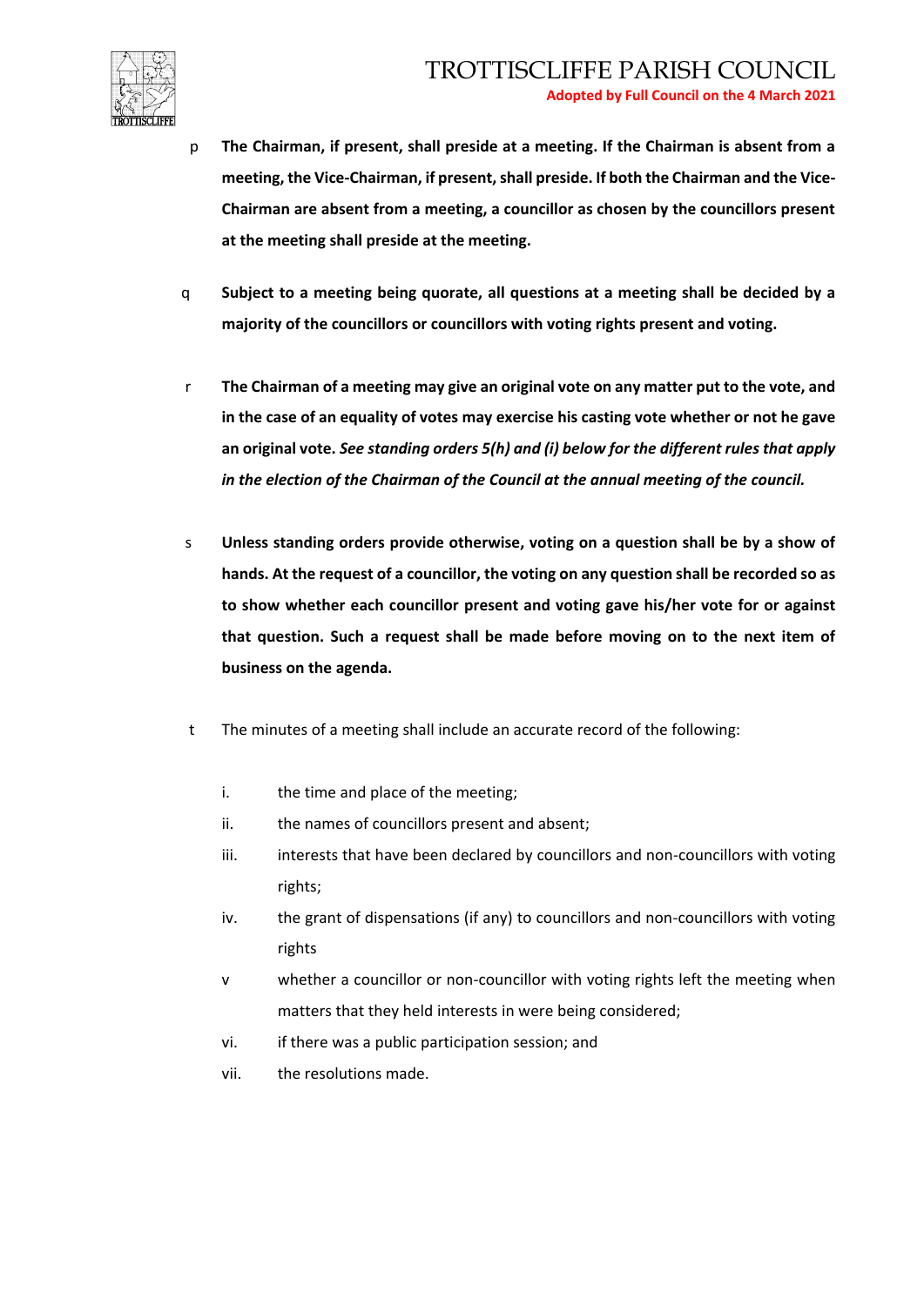p **The Chairman, if present, shall preside at a meeting. If the Chairman is absent from a meeting, the Vice-Chairman, if present, shall preside. If both the Chairman and the Vice-Chairman are absent from a meeting, a councillor as chosen by the councillors present at the meeting shall preside at the meeting.**

q **Subject to a meeting being quorate, all questions at a meeting shall be decided by a majority of the councillors or councillors with voting rights present and voting.**

r **The Chairman of a meeting may give an original vote on any matter put to the vote, and in the case of an equality of votes may exercise his casting vote whether or not he gave an original vote.** ***See standing orders 5(h) and (i) below for the different rules that apply in the election of the Chairman of the Council at the annual meeting of the council.***

s **Unless standing orders provide otherwise, voting on a question shall be by a show of hands. At the request of a councillor, the voting on any question shall be recorded so as to show whether each councillor present and voting gave his/her vote for or against that question. Such a request shall be made before moving on to the next item of business on the agenda.**

t The minutes of a meeting shall include an accurate record of the following:

- i. the time and place of the meeting;
- ii. the names of councillors present and absent;
- iii. interests that have been declared by councillors and non-councillors with voting rights;
- iv. the grant of dispensations (if any) to councillors and non-councillors with voting rights
- v whether a councillor or non-councillor with voting rights left the meeting when matters that they held interests in were being considered;
- vi. if there was a public participation session; and
- vii. the resolutions made.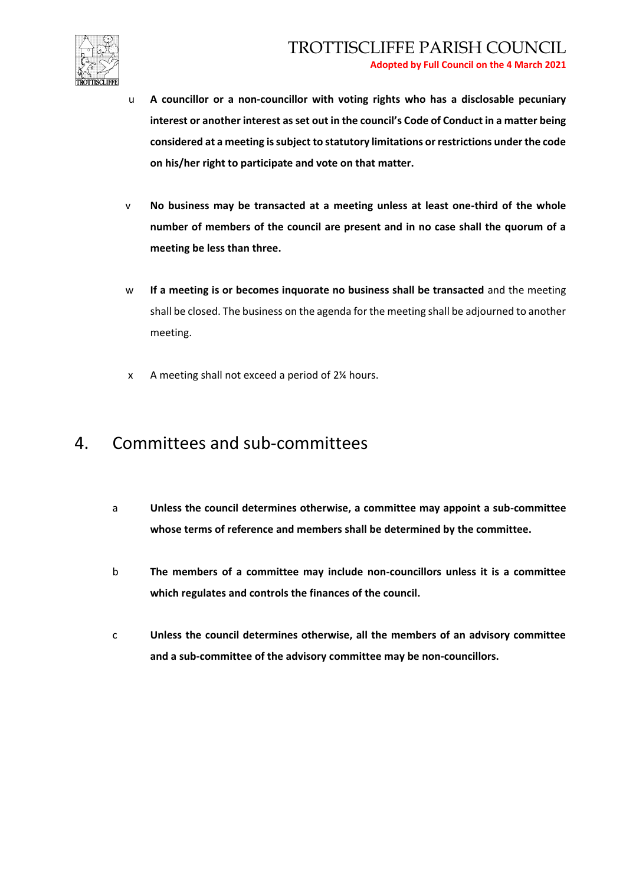u **A councillor or a non-councillor with voting rights who has a disclosable pecuniary interest or another interest as set out in the council's Code of Conduct in a matter being considered at a meeting is subject to statutory limitations or restrictions under the code on his/her right to participate and vote on that matter.**

v **No business may be transacted at a meeting unless at least one-third of the whole number of members of the council are present and in no case shall the quorum of a meeting be less than three.**

w **If a meeting is or becomes inquorate no business shall be transacted** and the meeting shall be closed. The business on the agenda for the meeting shall be adjourned to another meeting.

x A meeting shall not exceed a period of 2¼ hours.

# 4. Committees and sub-committees

a **Unless the council determines otherwise, a committee may appoint a sub-committee whose terms of reference and members shall be determined by the committee.**

b **The members of a committee may include non-councillors unless it is a committee which regulates and controls the finances of the council.**

c **Unless the council determines otherwise, all the members of an advisory committee and a sub-committee of the advisory committee may be non-councillors.**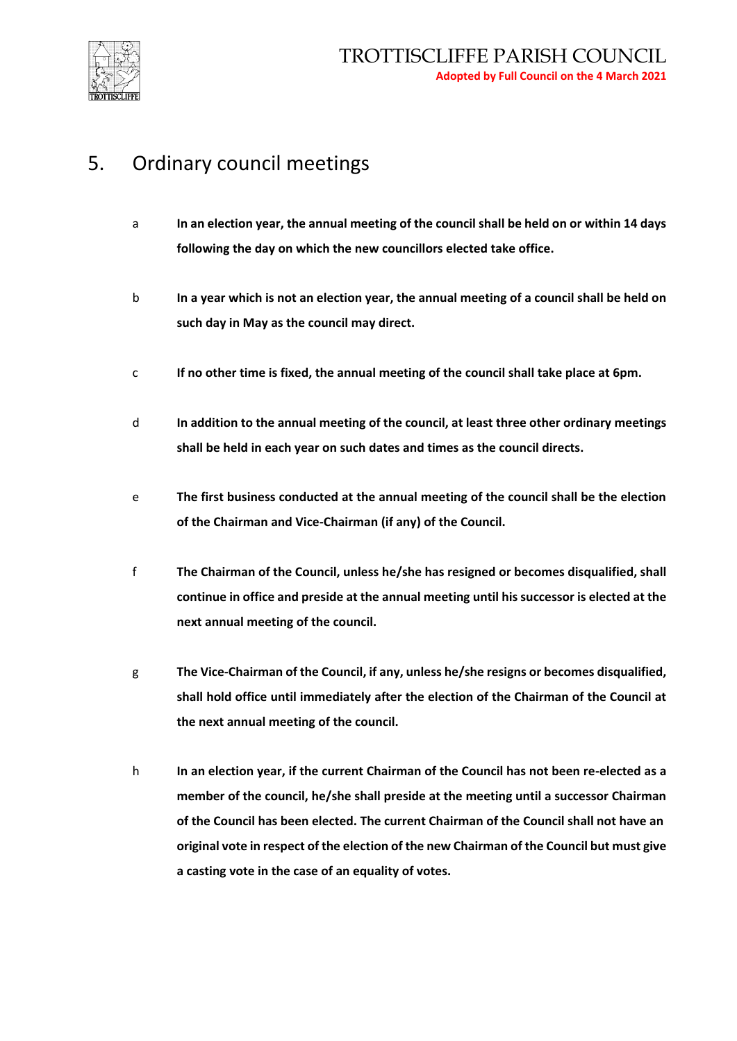## 5. Ordinary council meetings

a **In an election year, the annual meeting of the council shall be held on or within 14 days following the day on which the new councillors elected take office.**

b **In a year which is not an election year, the annual meeting of a council shall be held on such day in May as the council may direct.**

c **If no other time is fixed, the annual meeting of the council shall take place at 6pm.**

d **In addition to the annual meeting of the council, at least three other ordinary meetings shall be held in each year on such dates and times as the council directs.**

e **The first business conducted at the annual meeting of the council shall be the election of the Chairman and Vice-Chairman (if any) of the Council.**

f **The Chairman of the Council, unless he/she has resigned or becomes disqualified, shall continue in office and preside at the annual meeting until his successor is elected at the next annual meeting of the council.**

g **The Vice-Chairman of the Council, if any, unless he/she resigns or becomes disqualified, shall hold office until immediately after the election of the Chairman of the Council at the next annual meeting of the council.**

h **In an election year, if the current Chairman of the Council has not been re-elected as a member of the council, he/she shall preside at the meeting until a successor Chairman of the Council has been elected. The current Chairman of the Council shall not have an original vote in respect of the election of the new Chairman of the Council but must give a casting vote in the case of an equality of votes.**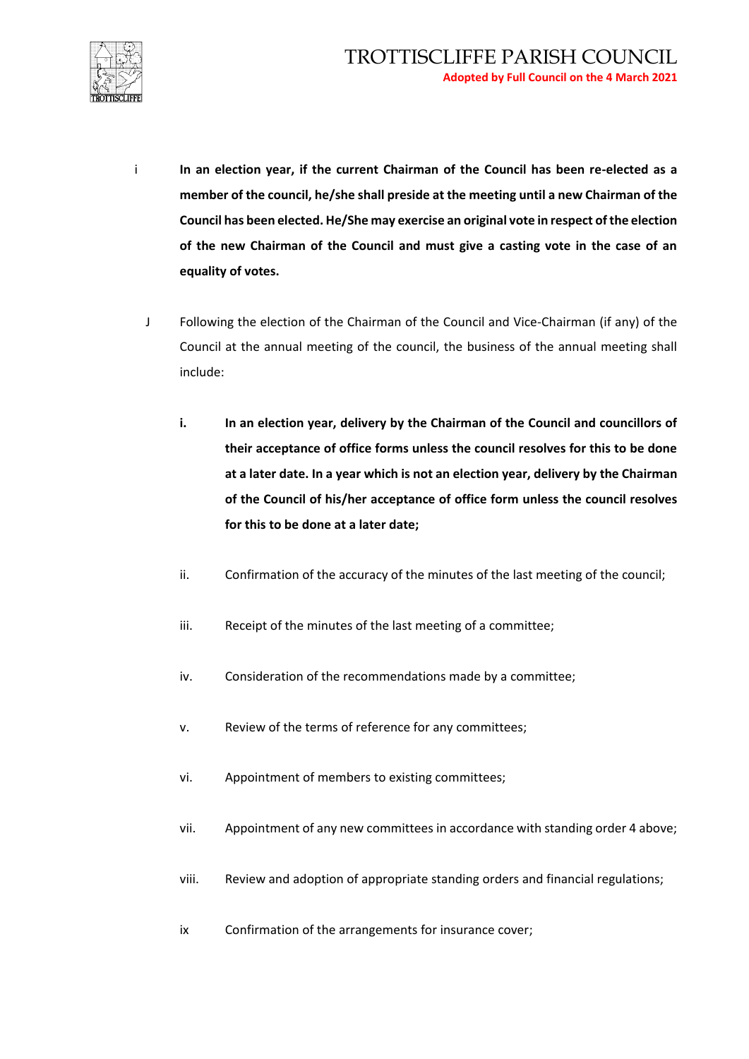i **In an election year, if the current Chairman of the Council has been re-elected as a member of the council, he/she shall preside at the meeting until a new Chairman of the Council has been elected. He/She may exercise an original vote in respect of the election of the new Chairman of the Council and must give a casting vote in the case of an equality of votes.**

J Following the election of the Chairman of the Council and Vice-Chairman (if any) of the Council at the annual meeting of the council, the business of the annual meeting shall include:

**i. In an election year, delivery by the Chairman of the Council and councillors of their acceptance of office forms unless the council resolves for this to be done at a later date. In a year which is not an election year, delivery by the Chairman of the Council of his/her acceptance of office form unless the council resolves for this to be done at a later date;**

ii. Confirmation of the accuracy of the minutes of the last meeting of the council;

iii. Receipt of the minutes of the last meeting of a committee;

iv. Consideration of the recommendations made by a committee;

v. Review of the terms of reference for any committees;

vi. Appointment of members to existing committees;

vii. Appointment of any new committees in accordance with standing order 4 above;

viii. Review and adoption of appropriate standing orders and financial regulations;

ix Confirmation of the arrangements for insurance cover;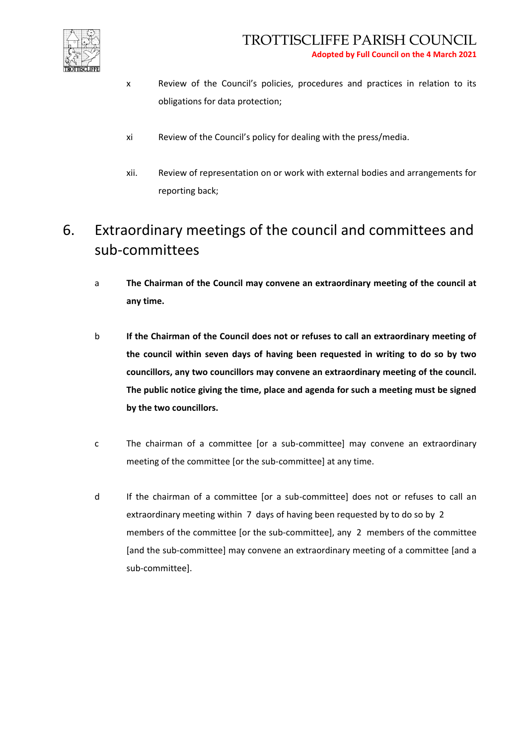x Review of the Council's policies, procedures and practices in relation to its obligations for data protection;

xi Review of the Council's policy for dealing with the press/media.

xii. Review of representation on or work with external bodies and arrangements for reporting back;

# 6. Extraordinary meetings of the council and committees and sub-committees

a **The Chairman of the Council may convene an extraordinary meeting of the council at any time.**

b **If the Chairman of the Council does not or refuses to call an extraordinary meeting of the council within seven days of having been requested in writing to do so by two councillors, any two councillors may convene an extraordinary meeting of the council. The public notice giving the time, place and agenda for such a meeting must be signed by the two councillors.**

c The chairman of a committee [or a sub-committee] may convene an extraordinary meeting of the committee [or the sub-committee] at any time.

d If the chairman of a committee [or a sub-committee] does not or refuses to call an extraordinary meeting within 7 days of having been requested by to do so by 2 members of the committee [or the sub-committee], any 2 members of the committee [and the sub-committee] may convene an extraordinary meeting of a committee [and a sub-committee].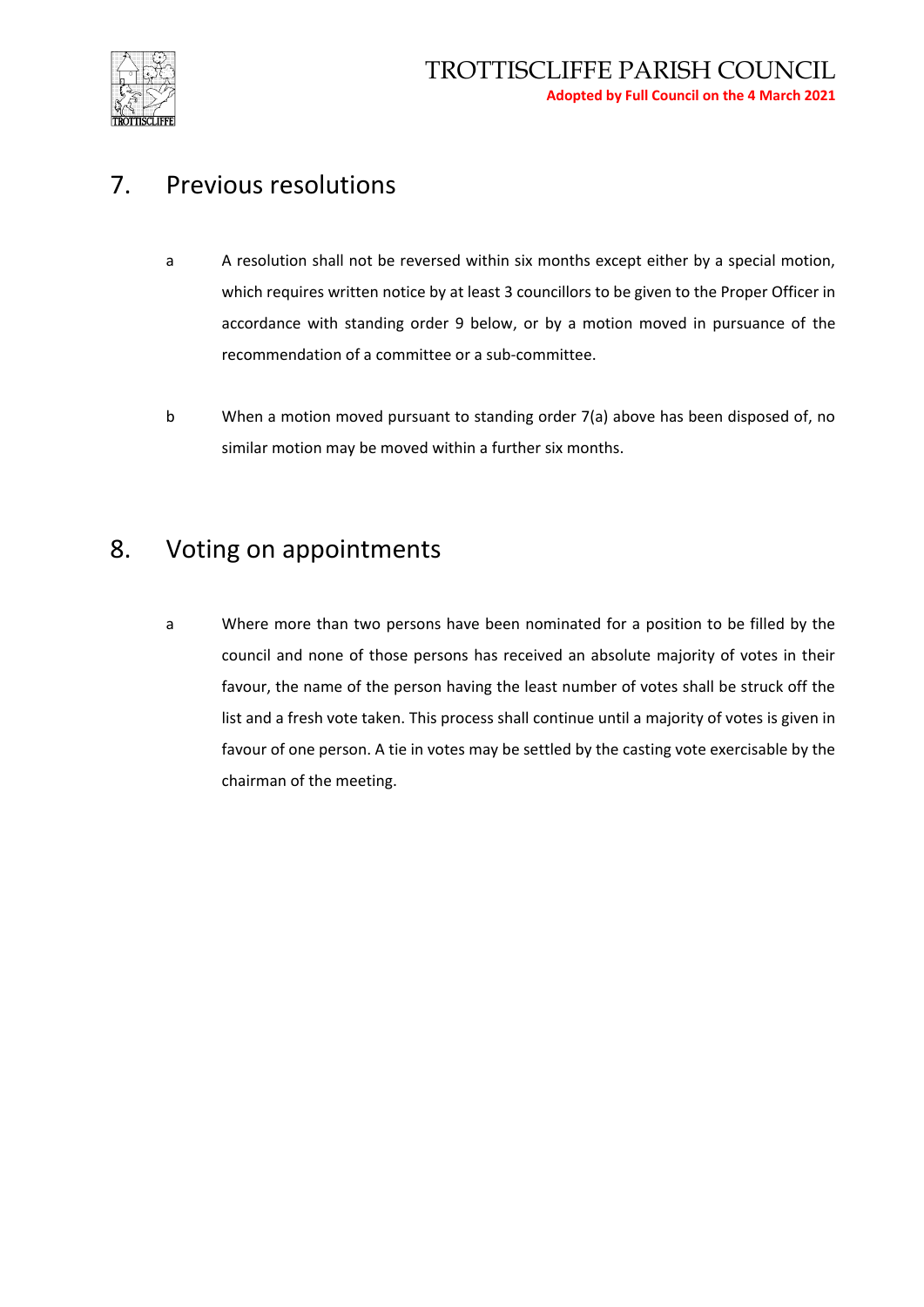## 7. Previous resolutions

a A resolution shall not be reversed within six months except either by a special motion, which requires written notice by at least 3 councillors to be given to the Proper Officer in accordance with standing order 9 below, or by a motion moved in pursuance of the recommendation of a committee or a sub-committee.

b When a motion moved pursuant to standing order 7(a) above has been disposed of, no similar motion may be moved within a further six months.

## 8. Voting on appointments

a Where more than two persons have been nominated for a position to be filled by the council and none of those persons has received an absolute majority of votes in their favour, the name of the person having the least number of votes shall be struck off the list and a fresh vote taken. This process shall continue until a majority of votes is given in favour of one person. A tie in votes may be settled by the casting vote exercisable by the chairman of the meeting.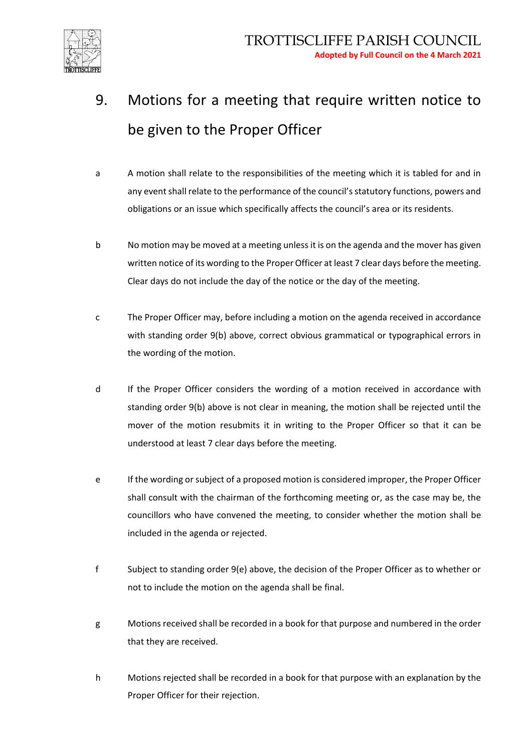## 9. Motions for a meeting that require written notice to be given to the Proper Officer

a A motion shall relate to the responsibilities of the meeting which it is tabled for and in any event shall relate to the performance of the council's statutory functions, powers and obligations or an issue which specifically affects the council's area or its residents.

b No motion may be moved at a meeting unless it is on the agenda and the mover has given written notice of its wording to the Proper Officer at least 7 clear days before the meeting. Clear days do not include the day of the notice or the day of the meeting.

c The Proper Officer may, before including a motion on the agenda received in accordance with standing order 9(b) above, correct obvious grammatical or typographical errors in the wording of the motion.

d If the Proper Officer considers the wording of a motion received in accordance with standing order 9(b) above is not clear in meaning, the motion shall be rejected until the mover of the motion resubmits it in writing to the Proper Officer so that it can be understood at least 7 clear days before the meeting.

e If the wording or subject of a proposed motion is considered improper, the Proper Officer shall consult with the chairman of the forthcoming meeting or, as the case may be, the councillors who have convened the meeting, to consider whether the motion shall be included in the agenda or rejected.

f Subject to standing order 9(e) above, the decision of the Proper Officer as to whether or not to include the motion on the agenda shall be final.

g Motions received shall be recorded in a book for that purpose and numbered in the order that they are received.

h Motions rejected shall be recorded in a book for that purpose with an explanation by the Proper Officer for their rejection.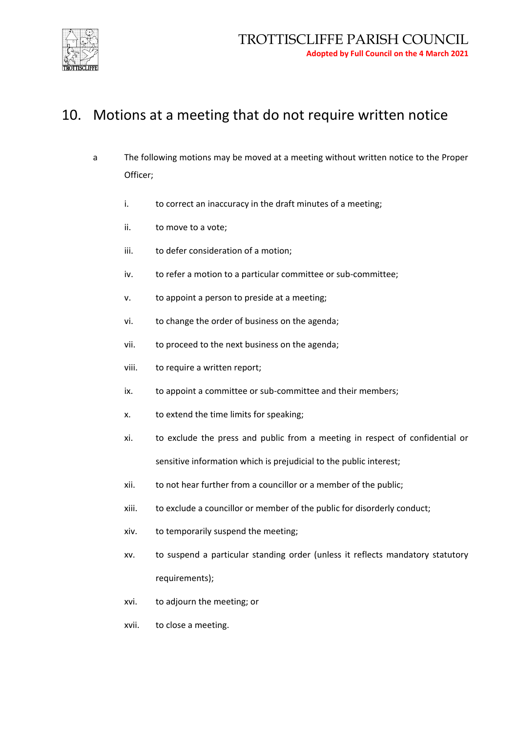## 10. Motions at a meeting that do not require written notice

a The following motions may be moved at a meeting without written notice to the Proper Officer;

i. to correct an inaccuracy in the draft minutes of a meeting;

ii. to move to a vote;

iii. to defer consideration of a motion;

iv. to refer a motion to a particular committee or sub-committee;

v. to appoint a person to preside at a meeting;

vi. to change the order of business on the agenda;

vii. to proceed to the next business on the agenda;

viii. to require a written report;

ix. to appoint a committee or sub-committee and their members;

x. to extend the time limits for speaking;

xi. to exclude the press and public from a meeting in respect of confidential or sensitive information which is prejudicial to the public interest;

xii. to not hear further from a councillor or a member of the public;

xiii. to exclude a councillor or member of the public for disorderly conduct;

xiv. to temporarily suspend the meeting;

xv. to suspend a particular standing order (unless it reflects mandatory statutory requirements);

xvi. to adjourn the meeting; or

xvii. to close a meeting.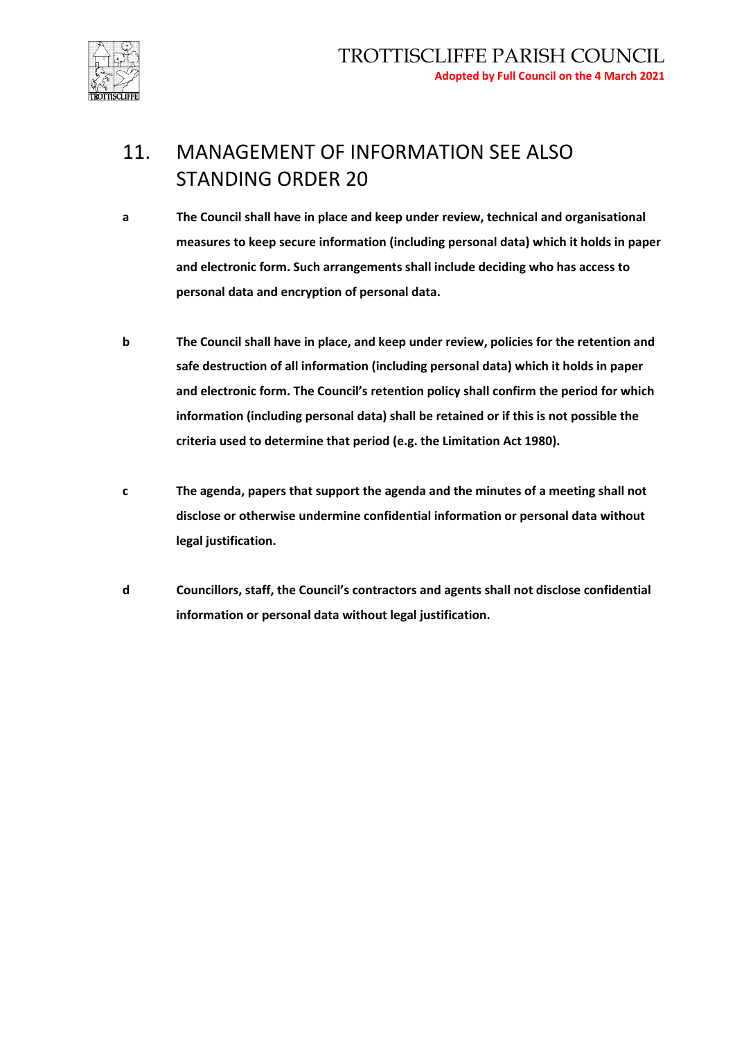## 11. MANAGEMENT OF INFORMATION SEE ALSO STANDING ORDER 20

**a** **The Council shall have in place and keep under review, technical and organisational measures to keep secure information (including personal data) which it holds in paper and electronic form. Such arrangements shall include deciding who has access to personal data and encryption of personal data.**

**b** **The Council shall have in place, and keep under review, policies for the retention and safe destruction of all information (including personal data) which it holds in paper and electronic form. The Council's retention policy shall confirm the period for which information (including personal data) shall be retained or if this is not possible the criteria used to determine that period (e.g. the Limitation Act 1980).**

**c** **The agenda, papers that support the agenda and the minutes of a meeting shall not disclose or otherwise undermine confidential information or personal data without legal justification.**

**d** **Councillors, staff, the Council's contractors and agents shall not disclose confidential information or personal data without legal justification.**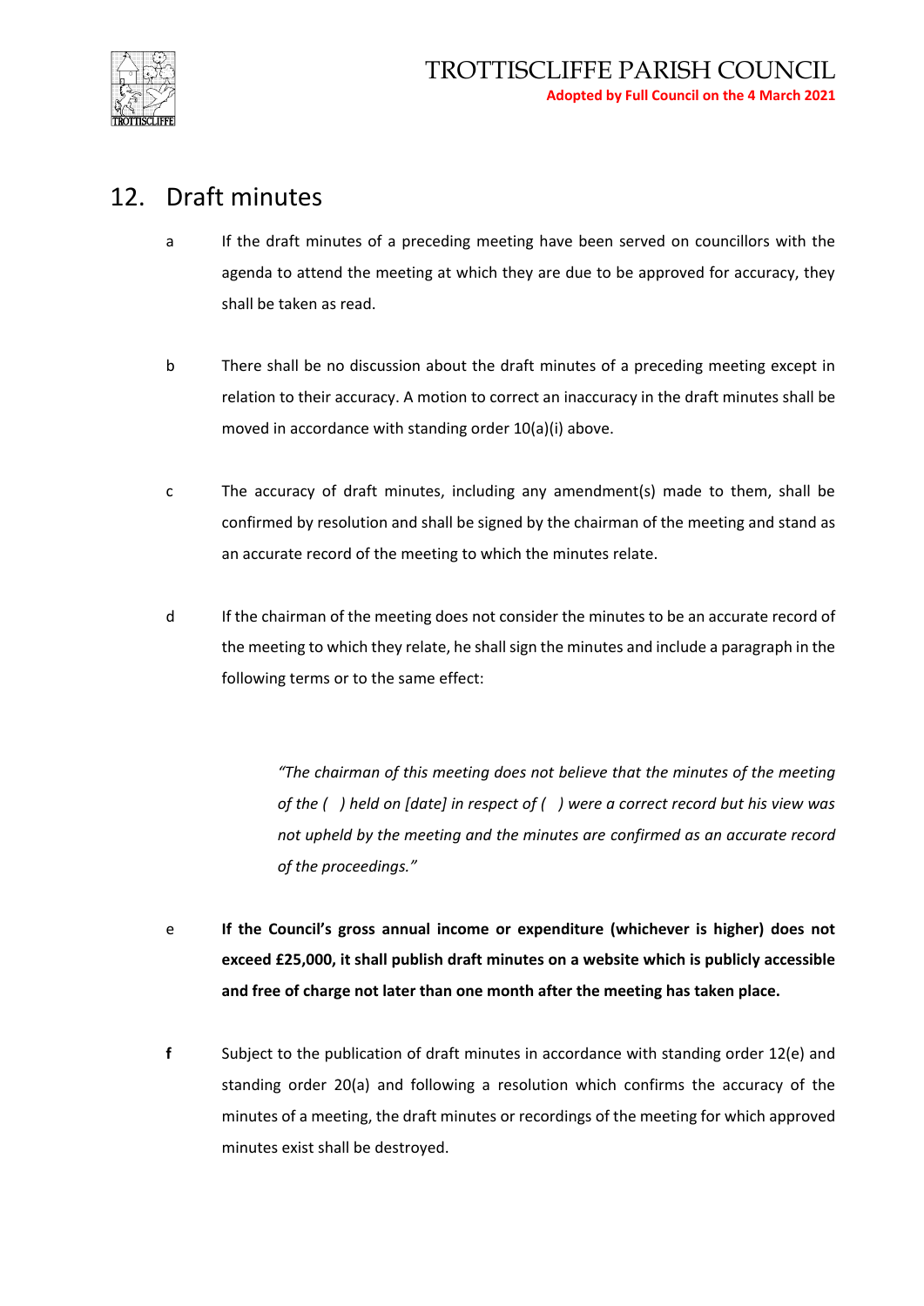## 12. Draft minutes

a If the draft minutes of a preceding meeting have been served on councillors with the agenda to attend the meeting at which they are due to be approved for accuracy, they shall be taken as read.

b There shall be no discussion about the draft minutes of a preceding meeting except in relation to their accuracy. A motion to correct an inaccuracy in the draft minutes shall be moved in accordance with standing order 10(a)(i) above.

c The accuracy of draft minutes, including any amendment(s) made to them, shall be confirmed by resolution and shall be signed by the chairman of the meeting and stand as an accurate record of the meeting to which the minutes relate.

d If the chairman of the meeting does not consider the minutes to be an accurate record of the meeting to which they relate, he shall sign the minutes and include a paragraph in the following terms or to the same effect:

> *"The chairman of this meeting does not believe that the minutes of the meeting of the ( ) held on [date] in respect of ( ) were a correct record but his view was not upheld by the meeting and the minutes are confirmed as an accurate record of the proceedings."*

e **If the Council's gross annual income or expenditure (whichever is higher) does not exceed £25,000, it shall publish draft minutes on a website which is publicly accessible and free of charge not later than one month after the meeting has taken place.**

**f** Subject to the publication of draft minutes in accordance with standing order 12(e) and standing order 20(a) and following a resolution which confirms the accuracy of the minutes of a meeting, the draft minutes or recordings of the meeting for which approved minutes exist shall be destroyed.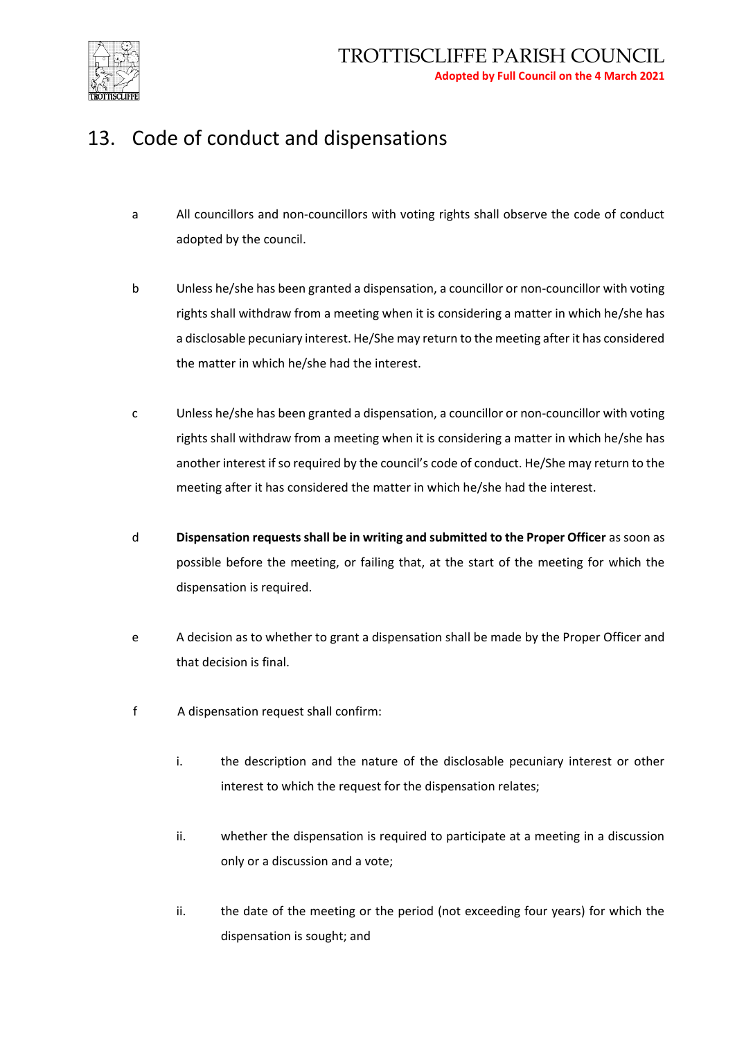## 13. Code of conduct and dispensations

a. All councillors and non-councillors with voting rights shall observe the code of conduct adopted by the council.

b. Unless he/she has been granted a dispensation, a councillor or non-councillor with voting rights shall withdraw from a meeting when it is considering a matter in which he/she has a disclosable pecuniary interest. He/She may return to the meeting after it has considered the matter in which he/she had the interest.

c. Unless he/she has been granted a dispensation, a councillor or non-councillor with voting rights shall withdraw from a meeting when it is considering a matter in which he/she has another interest if so required by the council's code of conduct. He/She may return to the meeting after it has considered the matter in which he/she had the interest.

d. **Dispensation requests shall be in writing and submitted to the Proper Officer** as soon as possible before the meeting, or failing that, at the start of the meeting for which the dispensation is required.

e. A decision as to whether to grant a dispensation shall be made by the Proper Officer and that decision is final.

f. A dispensation request shall confirm:

   i. the description and the nature of the disclosable pecuniary interest or other interest to which the request for the dispensation relates;

   ii. whether the dispensation is required to participate at a meeting in a discussion only or a discussion and a vote;

   ii. the date of the meeting or the period (not exceeding four years) for which the dispensation is sought; and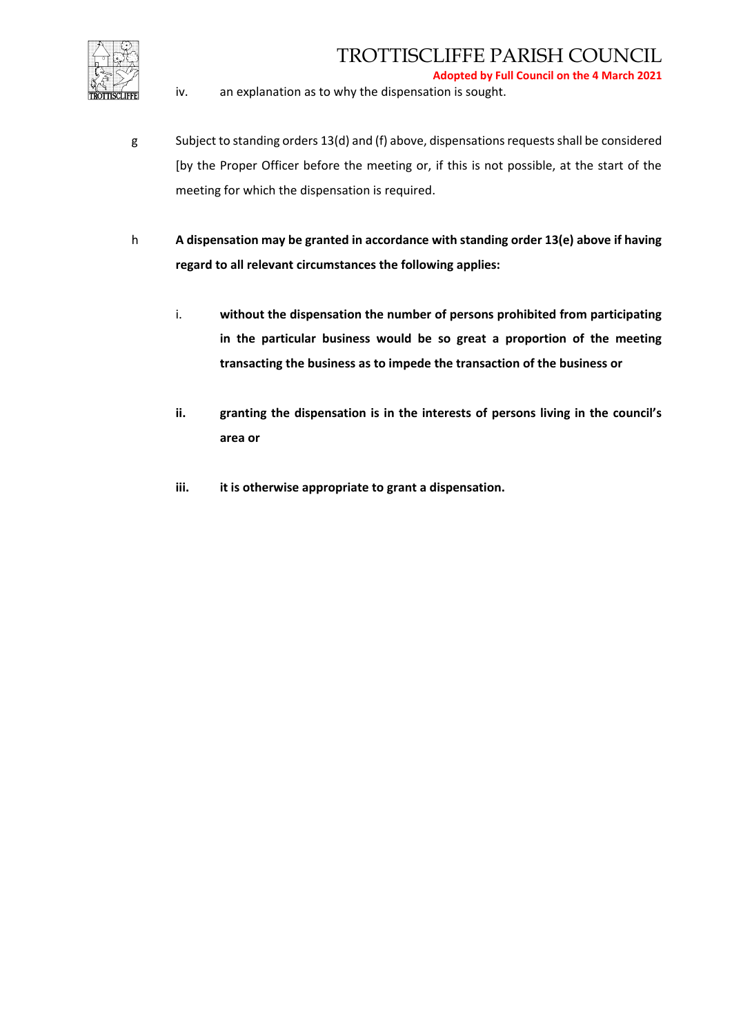iv. an explanation as to why the dispensation is sought.

g Subject to standing orders 13(d) and (f) above, dispensations requests shall be considered [by the Proper Officer before the meeting or, if this is not possible, at the start of the meeting for which the dispensation is required.

h **A dispensation may be granted in accordance with standing order 13(e) above if having regard to all relevant circumstances the following applies:**

i. **without the dispensation the number of persons prohibited from participating in the particular business would be so great a proportion of the meeting transacting the business as to impede the transaction of the business or**

**ii.** **granting the dispensation is in the interests of persons living in the council's area or**

**iii.** **it is otherwise appropriate to grant a dispensation.**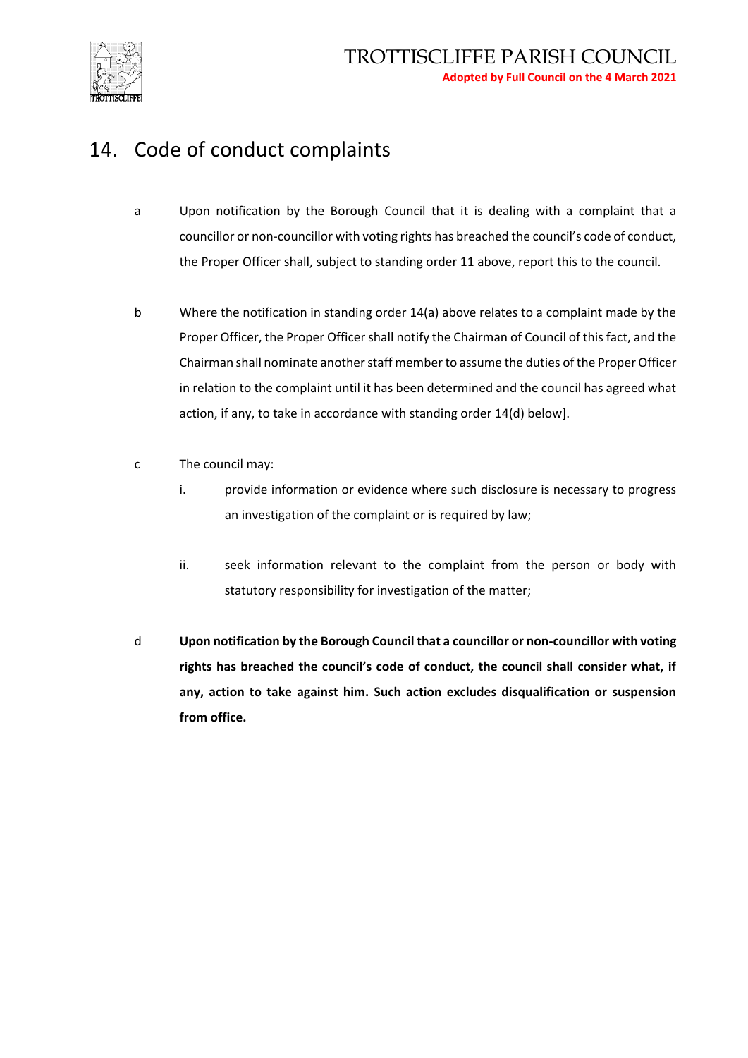# 14. Code of conduct complaints

a Upon notification by the Borough Council that it is dealing with a complaint that a councillor or non-councillor with voting rights has breached the council's code of conduct, the Proper Officer shall, subject to standing order 11 above, report this to the council.

b Where the notification in standing order 14(a) above relates to a complaint made by the Proper Officer, the Proper Officer shall notify the Chairman of Council of this fact, and the Chairman shall nominate another staff member to assume the duties of the Proper Officer in relation to the complaint until it has been determined and the council has agreed what action, if any, to take in accordance with standing order 14(d) below].

c The council may:

   i. provide information or evidence where such disclosure is necessary to progress an investigation of the complaint or is required by law;

   ii. seek information relevant to the complaint from the person or body with statutory responsibility for investigation of the matter;

d **Upon notification by the Borough Council that a councillor or non-councillor with voting rights has breached the council's code of conduct, the council shall consider what, if any, action to take against him. Such action excludes disqualification or suspension from office.**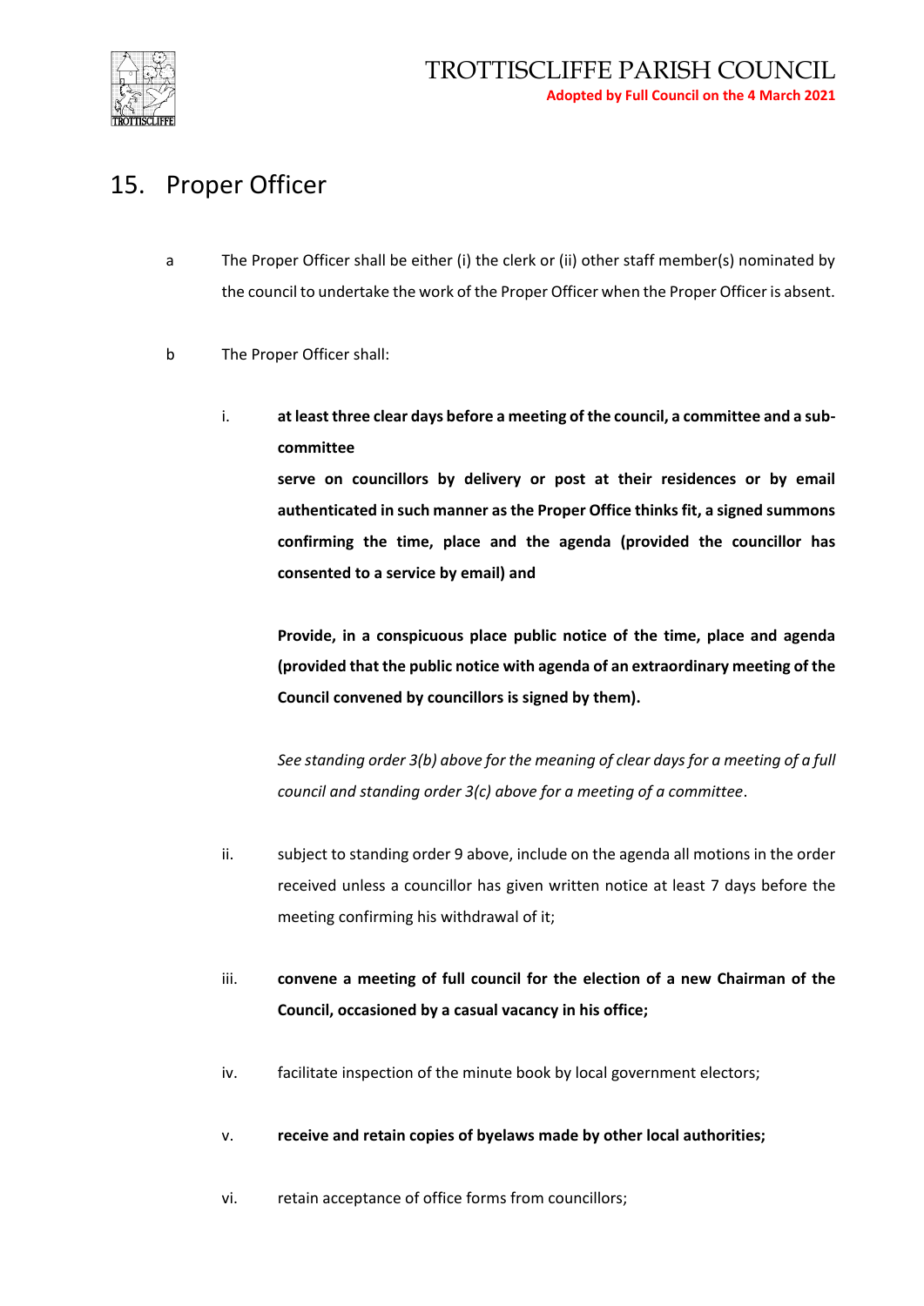## 15. Proper Officer

a The Proper Officer shall be either (i) the clerk or (ii) other staff member(s) nominated by the council to undertake the work of the Proper Officer when the Proper Officer is absent.

b The Proper Officer shall:

i. **at least three clear days before a meeting of the council, a committee and a sub-committee**

   **serve on councillors by delivery or post at their residences or by email authenticated in such manner as the Proper Office thinks fit, a signed summons confirming the time, place and the agenda (provided the councillor has consented to a service by email) and**

   **Provide, in a conspicuous place public notice of the time, place and agenda (provided that the public notice with agenda of an extraordinary meeting of the Council convened by councillors is signed by them).**

   *See standing order 3(b) above for the meaning of clear days for a meeting of a full council and standing order 3(c) above for a meeting of a committee*.

ii. subject to standing order 9 above, include on the agenda all motions in the order received unless a councillor has given written notice at least 7 days before the meeting confirming his withdrawal of it;

iii. **convene a meeting of full council for the election of a new Chairman of the Council, occasioned by a casual vacancy in his office;**

iv. facilitate inspection of the minute book by local government electors;

v. **receive and retain copies of byelaws made by other local authorities;**

vi. retain acceptance of office forms from councillors;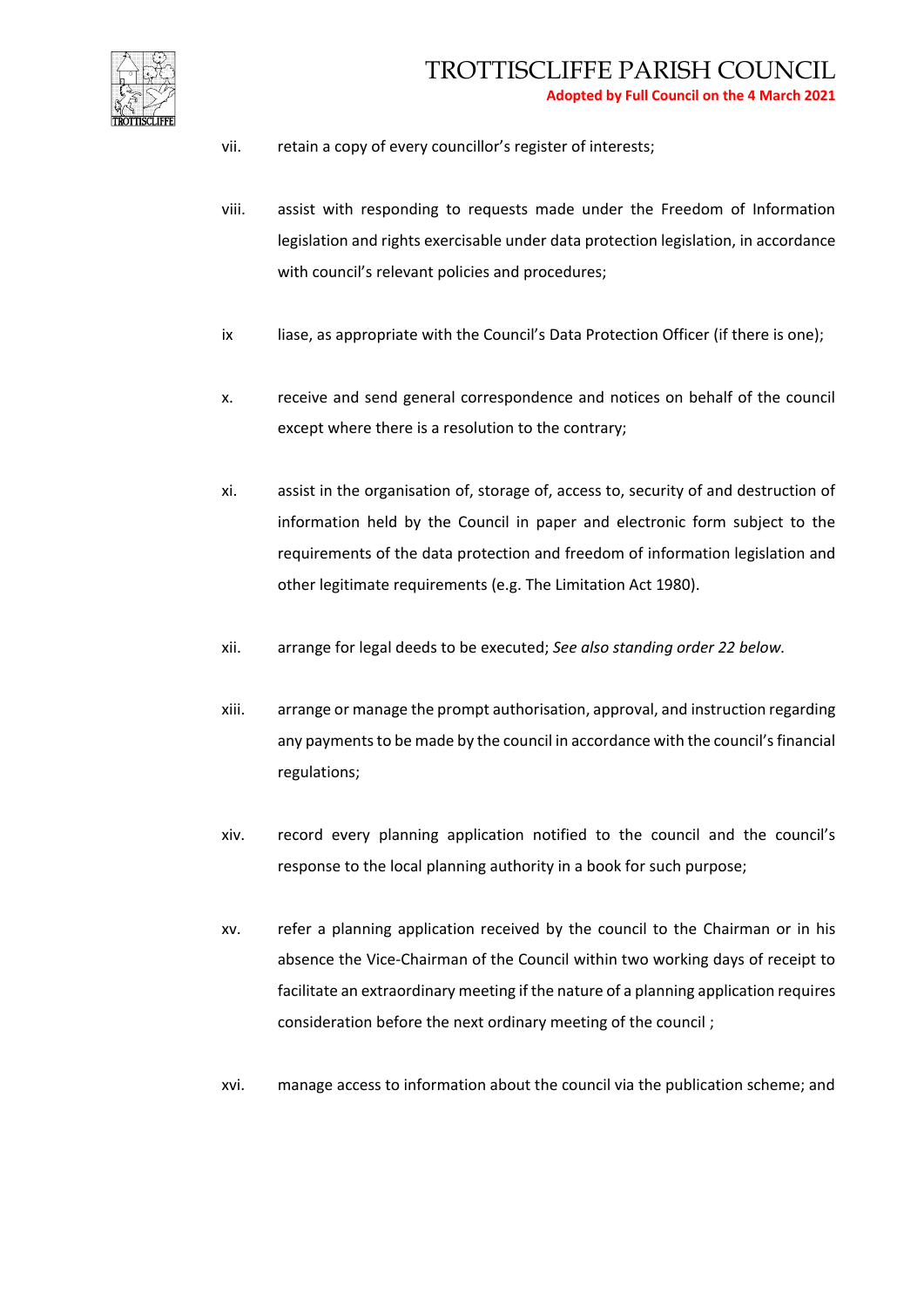vii. retain a copy of every councillor's register of interests;

viii. assist with responding to requests made under the Freedom of Information legislation and rights exercisable under data protection legislation, in accordance with council's relevant policies and procedures;

ix liase, as appropriate with the Council's Data Protection Officer (if there is one);

x. receive and send general correspondence and notices on behalf of the council except where there is a resolution to the contrary;

xi. assist in the organisation of, storage of, access to, security of and destruction of information held by the Council in paper and electronic form subject to the requirements of the data protection and freedom of information legislation and other legitimate requirements (e.g. The Limitation Act 1980).

xii. arrange for legal deeds to be executed; *See also standing order 22 below.*

xiii. arrange or manage the prompt authorisation, approval, and instruction regarding any payments to be made by the council in accordance with the council's financial regulations;

xiv. record every planning application notified to the council and the council's response to the local planning authority in a book for such purpose;

xv. refer a planning application received by the council to the Chairman or in his absence the Vice-Chairman of the Council within two working days of receipt to facilitate an extraordinary meeting if the nature of a planning application requires consideration before the next ordinary meeting of the council ;

xvi. manage access to information about the council via the publication scheme; and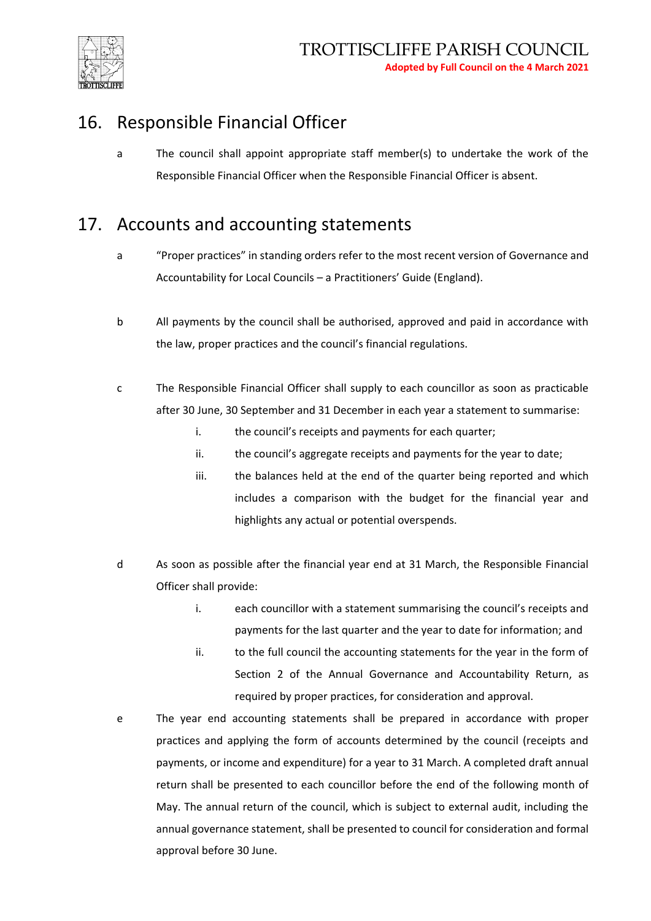## 16. Responsible Financial Officer

a The council shall appoint appropriate staff member(s) to undertake the work of the Responsible Financial Officer when the Responsible Financial Officer is absent.

## 17. Accounts and accounting statements

a "Proper practices" in standing orders refer to the most recent version of Governance and Accountability for Local Councils – a Practitioners' Guide (England).

b All payments by the council shall be authorised, approved and paid in accordance with the law, proper practices and the council's financial regulations.

c The Responsible Financial Officer shall supply to each councillor as soon as practicable after 30 June, 30 September and 31 December in each year a statement to summarise:

- i. the council's receipts and payments for each quarter;
- ii. the council's aggregate receipts and payments for the year to date;
- iii. the balances held at the end of the quarter being reported and which includes a comparison with the budget for the financial year and highlights any actual or potential overspends.

d As soon as possible after the financial year end at 31 March, the Responsible Financial Officer shall provide:

- i. each councillor with a statement summarising the council's receipts and payments for the last quarter and the year to date for information; and
- ii. to the full council the accounting statements for the year in the form of Section 2 of the Annual Governance and Accountability Return, as required by proper practices, for consideration and approval.

e The year end accounting statements shall be prepared in accordance with proper practices and applying the form of accounts determined by the council (receipts and payments, or income and expenditure) for a year to 31 March. A completed draft annual return shall be presented to each councillor before the end of the following month of May. The annual return of the council, which is subject to external audit, including the annual governance statement, shall be presented to council for consideration and formal approval before 30 June.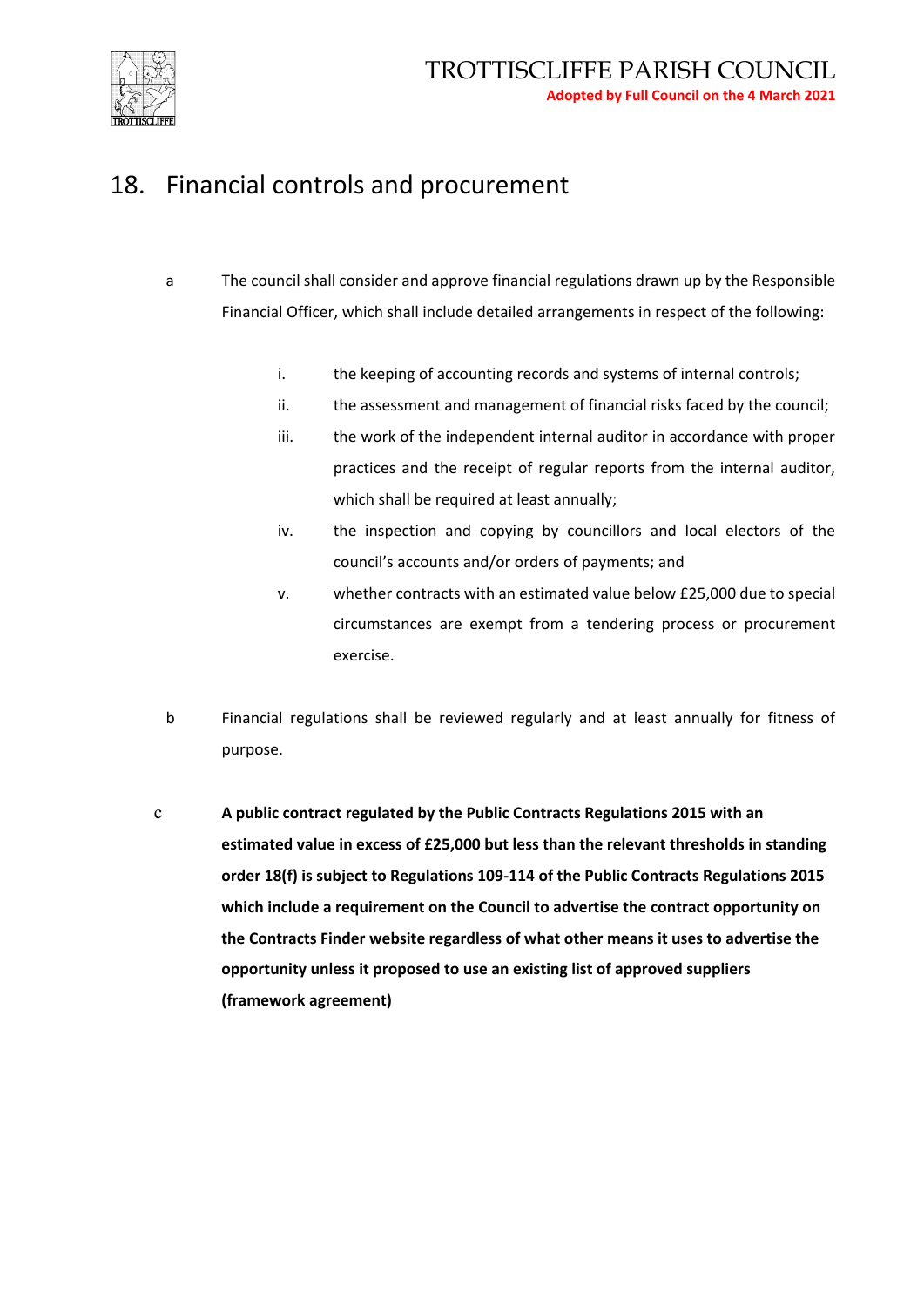## 18. Financial controls and procurement

a The council shall consider and approve financial regulations drawn up by the Responsible Financial Officer, which shall include detailed arrangements in respect of the following:

   i. the keeping of accounting records and systems of internal controls;
   ii. the assessment and management of financial risks faced by the council;
   iii. the work of the independent internal auditor in accordance with proper practices and the receipt of regular reports from the internal auditor, which shall be required at least annually;
   iv. the inspection and copying by councillors and local electors of the council's accounts and/or orders of payments; and
   v. whether contracts with an estimated value below £25,000 due to special circumstances are exempt from a tendering process or procurement exercise.

b Financial regulations shall be reviewed regularly and at least annually for fitness of purpose.

c **A public contract regulated by the Public Contracts Regulations 2015 with an estimated value in excess of £25,000 but less than the relevant thresholds in standing order 18(f) is subject to Regulations 109-114 of the Public Contracts Regulations 2015 which include a requirement on the Council to advertise the contract opportunity on the Contracts Finder website regardless of what other means it uses to advertise the opportunity unless it proposed to use an existing list of approved suppliers (framework agreement)**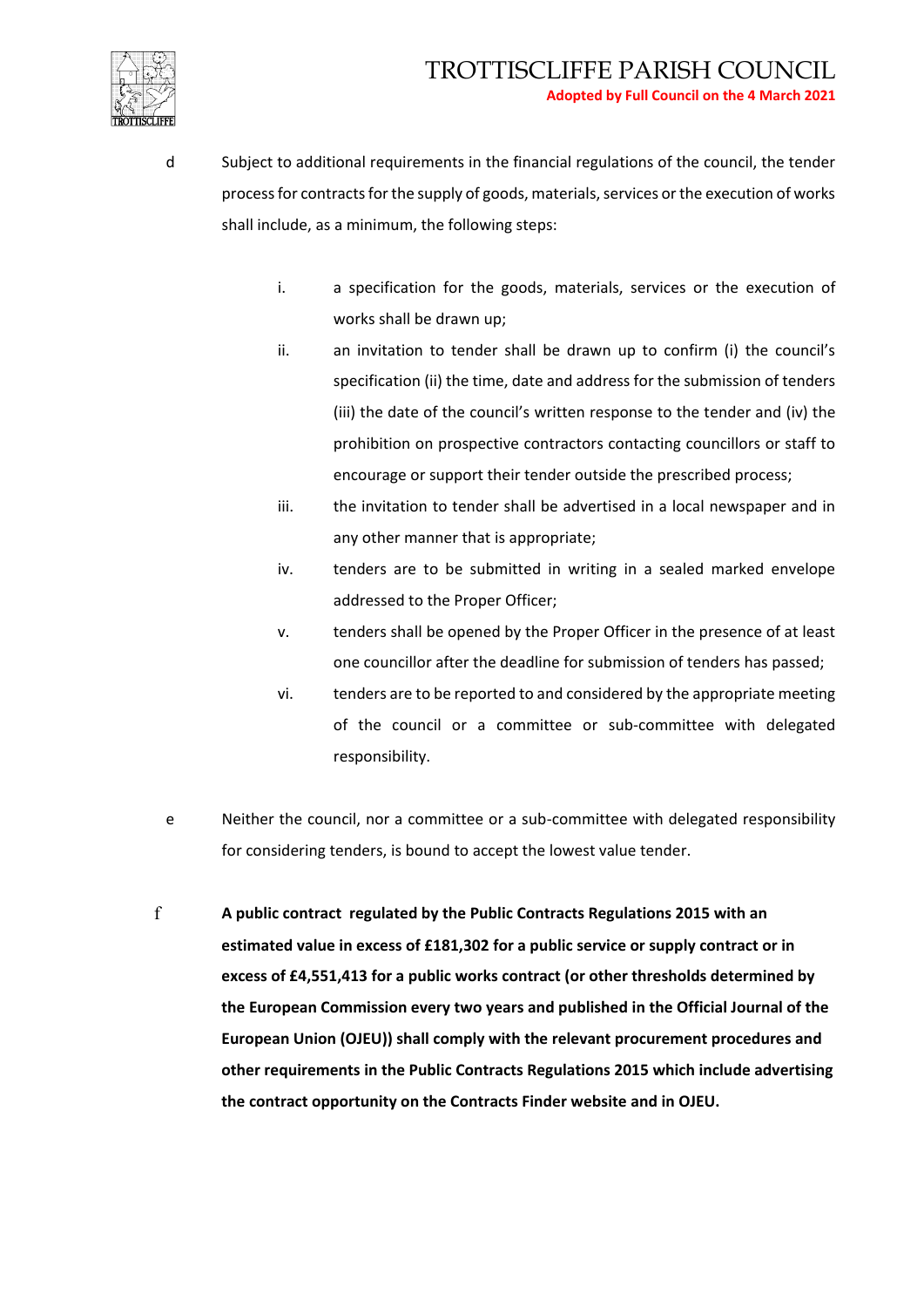d Subject to additional requirements in the financial regulations of the council, the tender process for contracts for the supply of goods, materials, services or the execution of works shall include, as a minimum, the following steps:

i. a specification for the goods, materials, services or the execution of works shall be drawn up;

ii. an invitation to tender shall be drawn up to confirm (i) the council's specification (ii) the time, date and address for the submission of tenders (iii) the date of the council's written response to the tender and (iv) the prohibition on prospective contractors contacting councillors or staff to encourage or support their tender outside the prescribed process;

iii. the invitation to tender shall be advertised in a local newspaper and in any other manner that is appropriate;

iv. tenders are to be submitted in writing in a sealed marked envelope addressed to the Proper Officer;

v. tenders shall be opened by the Proper Officer in the presence of at least one councillor after the deadline for submission of tenders has passed;

vi. tenders are to be reported to and considered by the appropriate meeting of the council or a committee or sub-committee with delegated responsibility.

e Neither the council, nor a committee or a sub-committee with delegated responsibility for considering tenders, is bound to accept the lowest value tender.

f **A public contract regulated by the Public Contracts Regulations 2015 with an estimated value in excess of £181,302 for a public service or supply contract or in excess of £4,551,413 for a public works contract (or other thresholds determined by the European Commission every two years and published in the Official Journal of the European Union (OJEU)) shall comply with the relevant procurement procedures and other requirements in the Public Contracts Regulations 2015 which include advertising the contract opportunity on the Contracts Finder website and in OJEU.**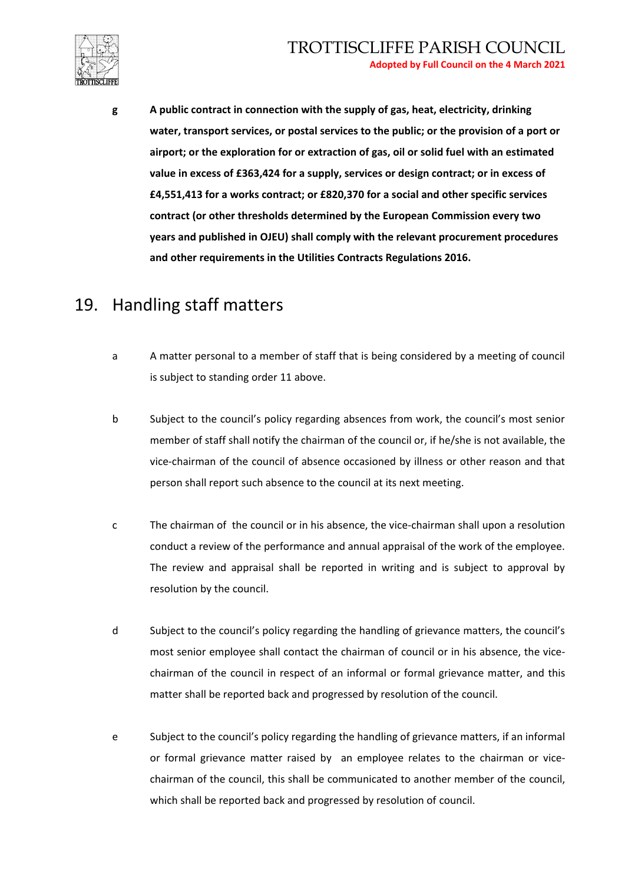**g** **A public contract in connection with the supply of gas, heat, electricity, drinking water, transport services, or postal services to the public; or the provision of a port or airport; or the exploration for or extraction of gas, oil or solid fuel with an estimated value in excess of £363,424 for a supply, services or design contract; or in excess of £4,551,413 for a works contract; or £820,370 for a social and other specific services contract (or other thresholds determined by the European Commission every two years and published in OJEU) shall comply with the relevant procurement procedures and other requirements in the Utilities Contracts Regulations 2016.**

## 19. Handling staff matters

a A matter personal to a member of staff that is being considered by a meeting of council is subject to standing order 11 above.

b Subject to the council's policy regarding absences from work, the council's most senior member of staff shall notify the chairman of the council or, if he/she is not available, the vice-chairman of the council of absence occasioned by illness or other reason and that person shall report such absence to the council at its next meeting.

c The chairman of the council or in his absence, the vice-chairman shall upon a resolution conduct a review of the performance and annual appraisal of the work of the employee. The review and appraisal shall be reported in writing and is subject to approval by resolution by the council.

d Subject to the council's policy regarding the handling of grievance matters, the council's most senior employee shall contact the chairman of council or in his absence, the vice-chairman of the council in respect of an informal or formal grievance matter, and this matter shall be reported back and progressed by resolution of the council.

e Subject to the council's policy regarding the handling of grievance matters, if an informal or formal grievance matter raised by an employee relates to the chairman or vice-chairman of the council, this shall be communicated to another member of the council, which shall be reported back and progressed by resolution of council.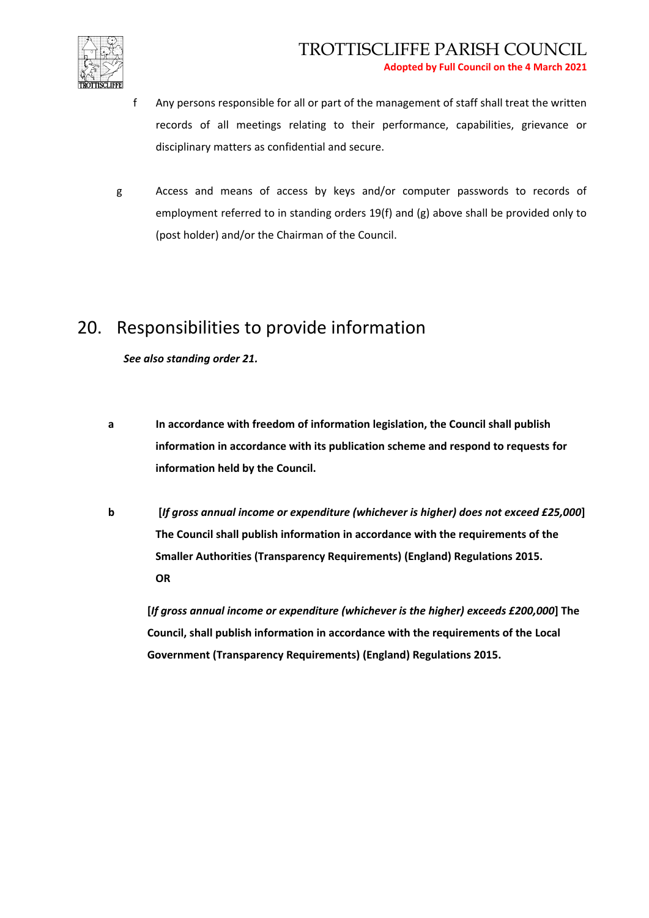f Any persons responsible for all or part of the management of staff shall treat the written records of all meetings relating to their performance, capabilities, grievance or disciplinary matters as confidential and secure.

g Access and means of access by keys and/or computer passwords to records of employment referred to in standing orders 19(f) and (g) above shall be provided only to (post holder) and/or the Chairman of the Council.

## 20. Responsibilities to provide information

***See also standing order 21.***

**a In accordance with freedom of information legislation, the Council shall publish information in accordance with its publication scheme and respond to requests for information held by the Council.**

**b [*If gross annual income or expenditure (whichever is higher) does not exceed £25,000*] The Council shall publish information in accordance with the requirements of the Smaller Authorities (Transparency Requirements) (England) Regulations 2015.**
**OR**

**[*If gross annual income or expenditure (whichever is the higher) exceeds £200,000*] The Council, shall publish information in accordance with the requirements of the Local Government (Transparency Requirements) (England) Regulations 2015.**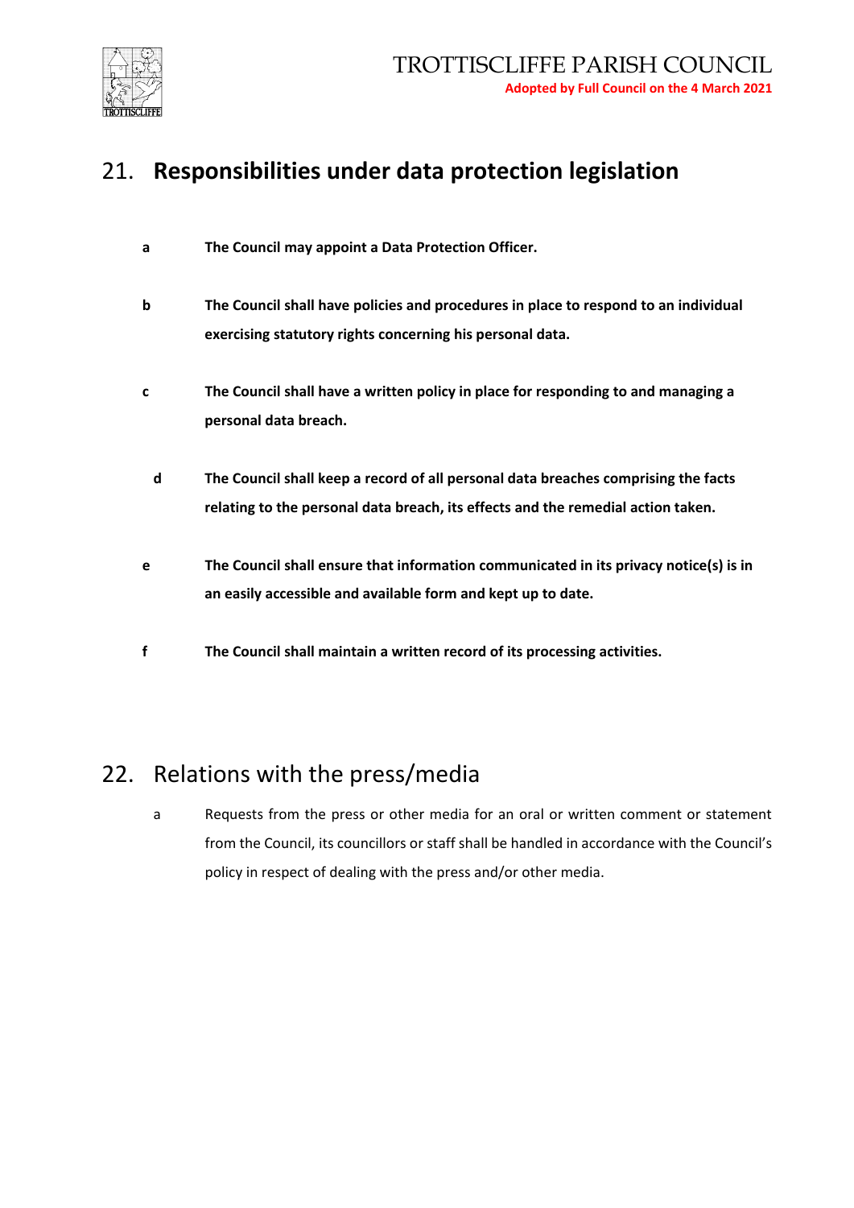## 21. Responsibilities under data protection legislation

**a** **The Council may appoint a Data Protection Officer.**

**b** **The Council shall have policies and procedures in place to respond to an individual exercising statutory rights concerning his personal data.**

**c** **The Council shall have a written policy in place for responding to and managing a personal data breach.**

**d** **The Council shall keep a record of all personal data breaches comprising the facts relating to the personal data breach, its effects and the remedial action taken.**

**e** **The Council shall ensure that information communicated in its privacy notice(s) is in an easily accessible and available form and kept up to date.**

**f** **The Council shall maintain a written record of its processing activities.**

## 22. Relations with the press/media

a Requests from the press or other media for an oral or written comment or statement from the Council, its councillors or staff shall be handled in accordance with the Council's policy in respect of dealing with the press and/or other media.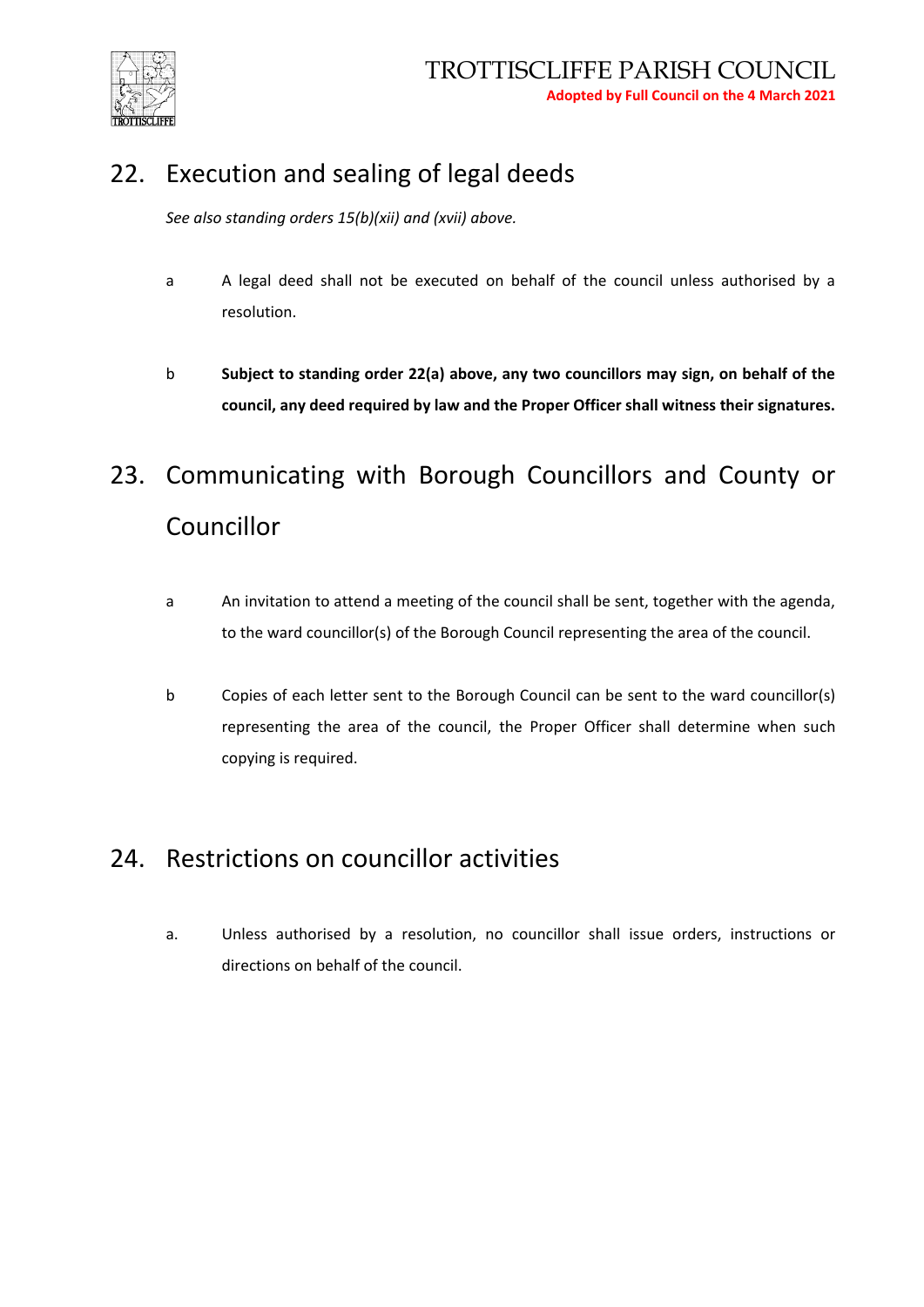## 22. Execution and sealing of legal deeds

*See also standing orders 15(b)(xii) and (xvii) above.*

a A legal deed shall not be executed on behalf of the council unless authorised by a resolution.

b **Subject to standing order 22(a) above, any two councillors may sign, on behalf of the council, any deed required by law and the Proper Officer shall witness their signatures.**

## 23. Communicating with Borough Councillors and County or Councillor

a An invitation to attend a meeting of the council shall be sent, together with the agenda, to the ward councillor(s) of the Borough Council representing the area of the council.

b Copies of each letter sent to the Borough Council can be sent to the ward councillor(s) representing the area of the council, the Proper Officer shall determine when such copying is required.

## 24. Restrictions on councillor activities

a. Unless authorised by a resolution, no councillor shall issue orders, instructions or directions on behalf of the council.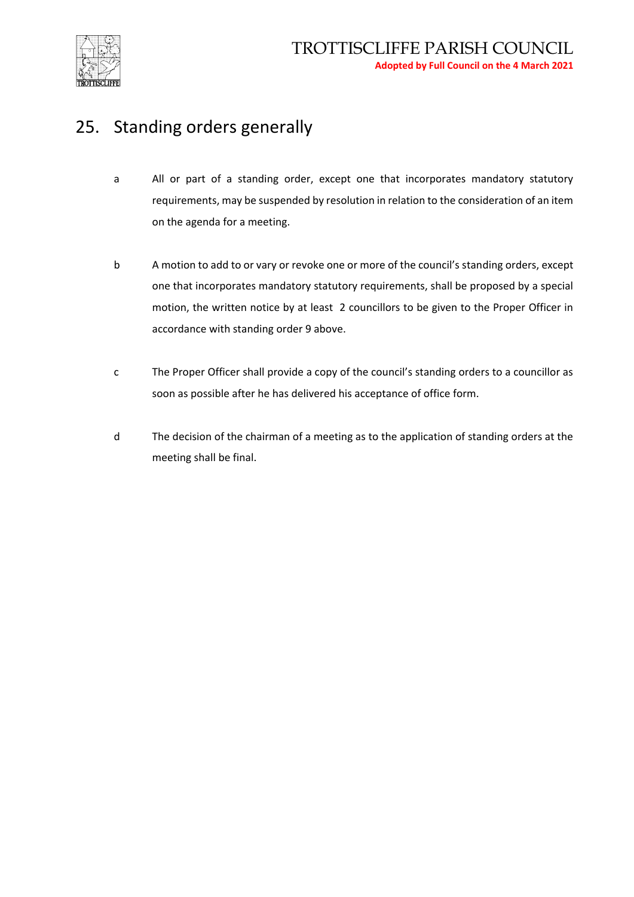# 25. Standing orders generally

a All or part of a standing order, except one that incorporates mandatory statutory requirements, may be suspended by resolution in relation to the consideration of an item on the agenda for a meeting.

b A motion to add to or vary or revoke one or more of the council's standing orders, except one that incorporates mandatory statutory requirements, shall be proposed by a special motion, the written notice by at least 2 councillors to be given to the Proper Officer in accordance with standing order 9 above.

c The Proper Officer shall provide a copy of the council's standing orders to a councillor as soon as possible after he has delivered his acceptance of office form.

d The decision of the chairman of a meeting as to the application of standing orders at the meeting shall be final.